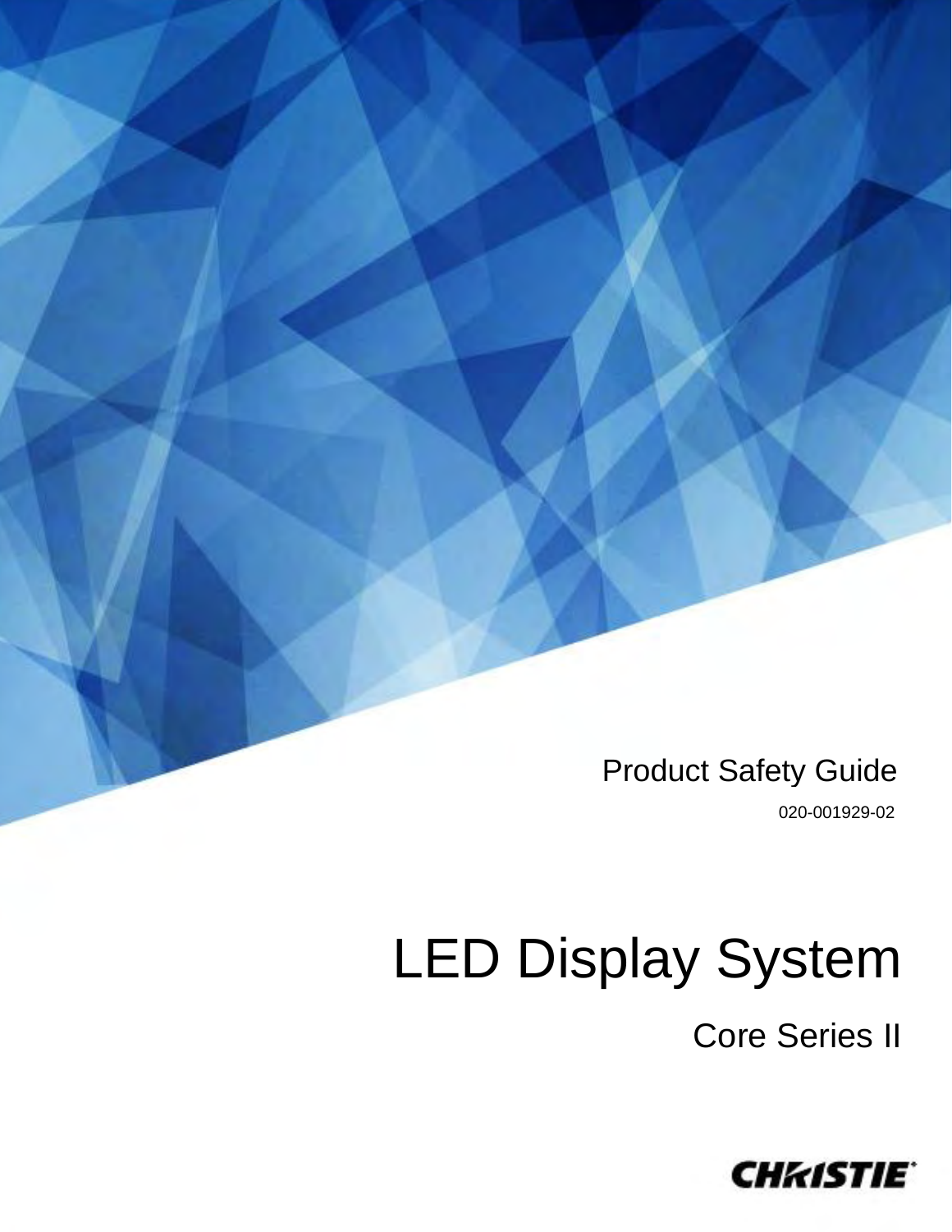Product Safety Guide

020-001929-02

# LED Display System

## Core Series II

CHRISTIE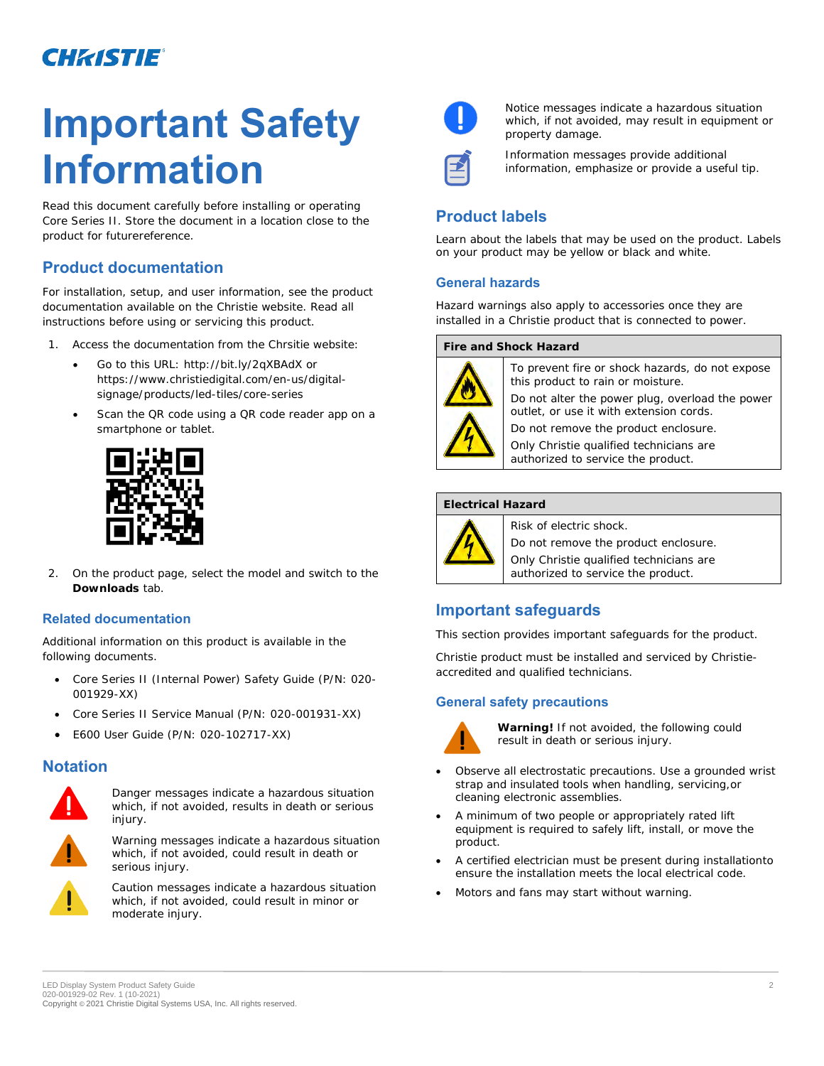# Important Safety Information

Read this document carefully before installing or operating Core Series II. Store the document in a location close to the product for futurereference.

## Product documentation

For installation, setup, and user information, see the product documentation available on the Christie website. Read all instructions before using or servicing this product.

1. Access the documentation from the Chrsitie website:
   - Go to this URL: http://bit.ly/2qXBAdX or https://www.christiedigital.com/en-us/digital-signage/products/led-tiles/core-series
   - Scan the QR code using a QR code reader app on a smartphone or tablet.
2. On the product page, select the model and switch to the **Downloads** tab.

### Related documentation

Additional information on this product is available in the following documents.

- Core Series II (Internal Power) Safety Guide (P/N: 020-001929-XX)
- Core Series II Service Manual (P/N: 020-001931-XX)
- E600 User Guide (P/N: 020-102717-XX)

## Notation

Danger messages indicate a hazardous situation which, if not avoided, results in death or serious injury.

Warning messages indicate a hazardous situation which, if not avoided, could result in death or serious injury.

Caution messages indicate a hazardous situation which, if not avoided, could result in minor or moderate injury.

Notice messages indicate a hazardous situation which, if not avoided, may result in equipment or property damage.

Information messages provide additional information, emphasize or provide a useful tip.

## Product labels

Learn about the labels that may be used on the product. Labels on your product may be yellow or black and white.

### General hazards

Hazard warnings also apply to accessories once they are installed in a Christie product that is connected to power.

| Fire and Shock Hazard | |
|---|---|
| | To prevent fire or shock hazards, do not expose this product to rain or moisture.<br>Do not alter the power plug, overload the power outlet, or use it with extension cords.<br>Do not remove the product enclosure.<br>Only Christie qualified technicians are authorized to service the product. |

| Electrical Hazard | |
|---|---|
| | Risk of electric shock.<br>Do not remove the product enclosure.<br>Only Christie qualified technicians are authorized to service the product. |

## Important safeguards

This section provides important safeguards for the product.

Christie product must be installed and serviced by Christie-accredited and qualified technicians.

### General safety precautions

**Warning!** If not avoided, the following could result in death or serious injury.

- Observe all electrostatic precautions. Use a grounded wrist strap and insulated tools when handling, servicing,or cleaning electronic assemblies.
- A minimum of two people or appropriately rated lift equipment is required to safely lift, install, or move the product.
- A certified electrician must be present during installationto ensure the installation meets the local electrical code.
- Motors and fans may start without warning.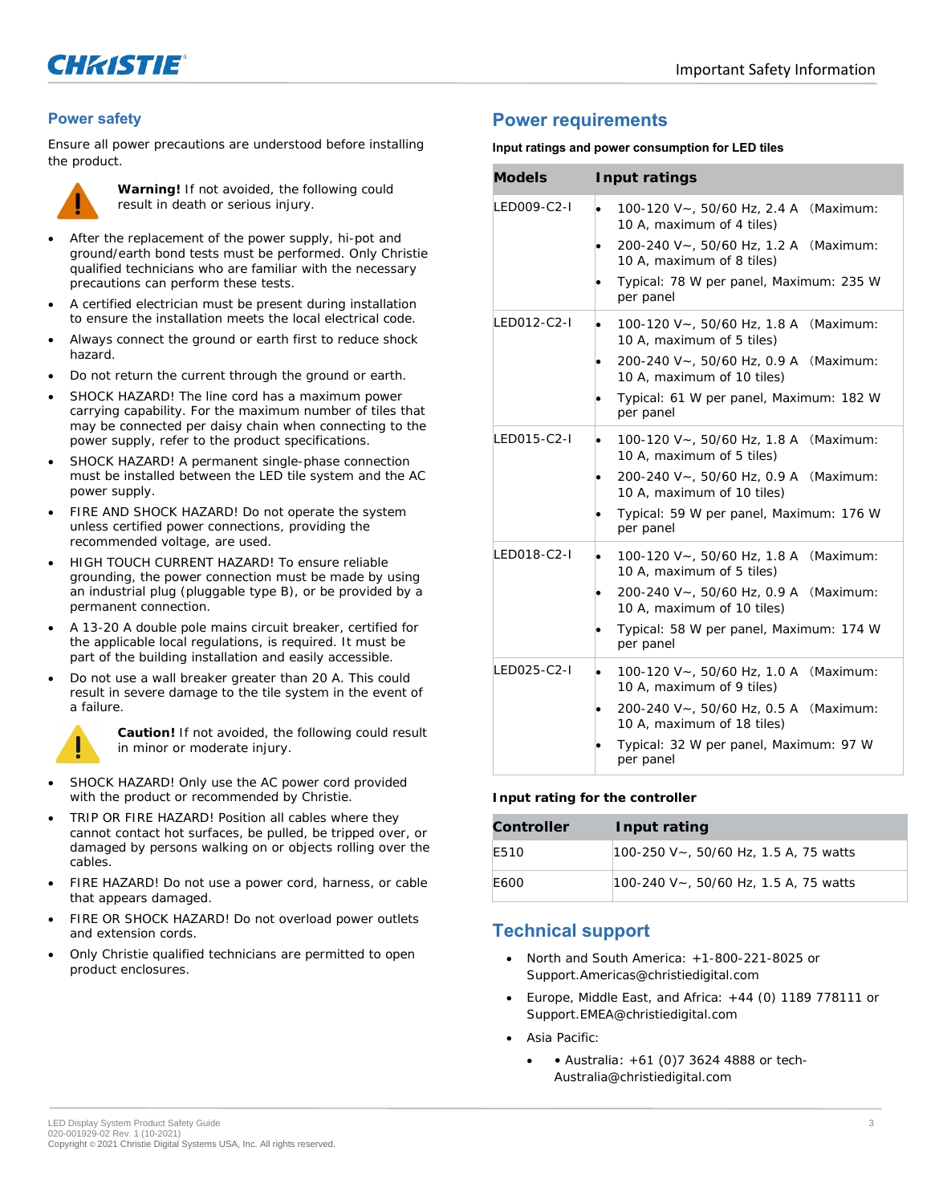## Power safety

Ensure all power precautions are understood before installing the product.

**Warning!** If not avoided, the following could result in death or serious injury.

- After the replacement of the power supply, hi-pot and ground/earth bond tests must be performed. Only Christie qualified technicians who are familiar with the necessary precautions can perform these tests.
- A certified electrician must be present during installation to ensure the installation meets the local electrical code.
- Always connect the ground or earth first to reduce shock hazard.
- Do not return the current through the ground or earth.
- SHOCK HAZARD! The line cord has a maximum power carrying capability. For the maximum number of tiles that may be connected per daisy chain when connecting to the power supply, refer to the product specifications.
- SHOCK HAZARD! A permanent single-phase connection must be installed between the LED tile system and the AC power supply.
- FIRE AND SHOCK HAZARD! Do not operate the system unless certified power connections, providing the recommended voltage, are used.
- HIGH TOUCH CURRENT HAZARD! To ensure reliable grounding, the power connection must be made by using an industrial plug (pluggable type B), or be provided by a permanent connection.
- A 13-20 A double pole mains circuit breaker, certified for the applicable local regulations, is required. It must be part of the building installation and easily accessible.
- Do not use a wall breaker greater than 20 A. This could result in severe damage to the tile system in the event of a failure.

**Caution!** If not avoided, the following could result in minor or moderate injury.

- SHOCK HAZARD! Only use the AC power cord provided with the product or recommended by Christie.
- TRIP OR FIRE HAZARD! Position all cables where they cannot contact hot surfaces, be pulled, be tripped over, or damaged by persons walking on or objects rolling over the cables.
- FIRE HAZARD! Do not use a power cord, harness, or cable that appears damaged.
- FIRE OR SHOCK HAZARD! Do not overload power outlets and extension cords.
- Only Christie qualified technicians are permitted to open product enclosures.

## Power requirements

**Input ratings and power consumption for LED tiles**

| Models | Input ratings |
|---|---|
| LED009-C2-I | • 100-120 V~, 50/60 Hz, 2.4 A (Maximum: 10 A, maximum of 4 tiles)<br>• 200-240 V~, 50/60 Hz, 1.2 A (Maximum: 10 A, maximum of 8 tiles)<br>• Typical: 78 W per panel, Maximum: 235 W per panel |
| LED012-C2-I | • 100-120 V~, 50/60 Hz, 1.8 A (Maximum: 10 A, maximum of 5 tiles)<br>• 200-240 V~, 50/60 Hz, 0.9 A (Maximum: 10 A, maximum of 10 tiles)<br>• Typical: 61 W per panel, Maximum: 182 W per panel |
| LED015-C2-I | • 100-120 V~, 50/60 Hz, 1.8 A (Maximum: 10 A, maximum of 5 tiles)<br>• 200-240 V~, 50/60 Hz, 0.9 A (Maximum: 10 A, maximum of 10 tiles)<br>• Typical: 59 W per panel, Maximum: 176 W per panel |
| LED018-C2-I | • 100-120 V~, 50/60 Hz, 1.8 A (Maximum: 10 A, maximum of 5 tiles)<br>• 200-240 V~, 50/60 Hz, 0.9 A (Maximum: 10 A, maximum of 10 tiles)<br>• Typical: 58 W per panel, Maximum: 174 W per panel |
| LED025-C2-I | • 100-120 V~, 50/60 Hz, 1.0 A (Maximum: 10 A, maximum of 9 tiles)<br>• 200-240 V~, 50/60 Hz, 0.5 A (Maximum: 10 A, maximum of 18 tiles)<br>• Typical: 32 W per panel, Maximum: 97 W per panel |

**Input rating for the controller**

| Controller | Input rating |
|---|---|
| E510 | 100-250 V~, 50/60 Hz, 1.5 A, 75 watts |
| E600 | 100-240 V~, 50/60 Hz, 1.5 A, 75 watts |

## Technical support

- North and South America: +1-800-221-8025 or Support.Americas@christiedigital.com
- Europe, Middle East, and Africa: +44 (0) 1189 778111 or Support.EMEA@christiedigital.com
- Asia Pacific:
  - • Australia: +61 (0)7 3624 4888 or tech-Australia@christiedigital.com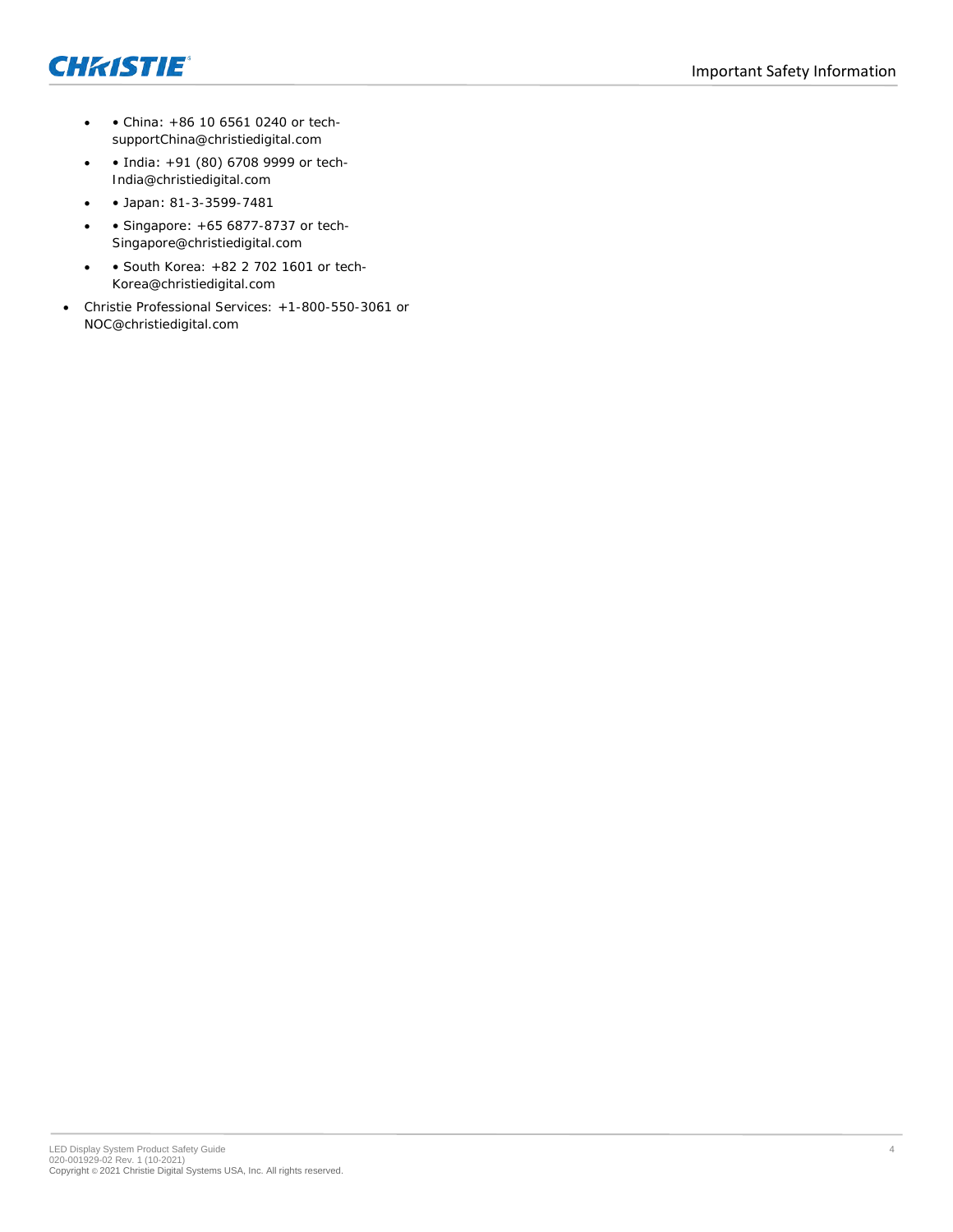- • China: +86 10 6561 0240 or tech-supportChina@christiedigital.com
- • India: +91 (80) 6708 9999 or tech-India@christiedigital.com
- • Japan: 81-3-3599-7481
- • Singapore: +65 6877-8737 or tech-Singapore@christiedigital.com
- • South Korea: +82 2 702 1601 or tech-Korea@christiedigital.com

- Christie Professional Services: +1-800-550-3061 or NOC@christiedigital.com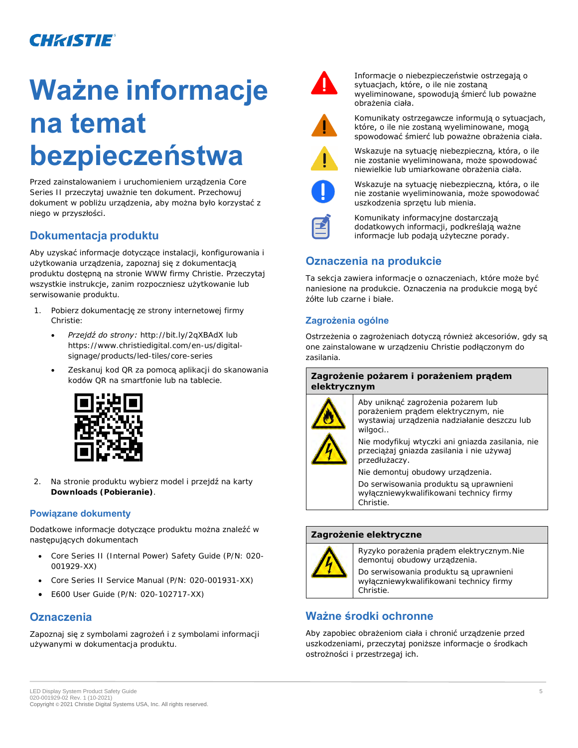# Ważne informacje na temat bezpieczeństwa

Przed zainstalowaniem i uruchomieniem urządzenia Core Series II przeczytaj uważnie ten dokument. Przechowuj dokument w pobliżu urządzenia, aby można było korzystać z niego w przyszłości.

## Dokumentacja produktu

Aby uzyskać informacje dotyczące instalacji, konfigurowania i użytkowania urządzenia, zapoznaj się z dokumentacją produktu dostępną na stronie WWW firmy Christie. Przeczytaj wszystkie instrukcje, zanim rozpoczniesz użytkowanie lub serwisowanie produktu.

1. Pobierz dokumentację ze strony internetowej firmy Christie:
   - *Przejdź do strony:* http://bit.ly/2qXBAdX lub https://www.christiedigital.com/en-us/digital-signage/products/led-tiles/core-series
   - Zeskanuj kod QR za pomocą aplikacji do skanowania kodów QR na smartfonie lub na tablecie.
2. Na stronie produktu wybierz model i przejdź na karty **Downloads (Pobieranie)**.

### Powiązane dokumenty

Dodatkowe informacje dotyczące produktu można znaleźć w następujących dokumentach

- Core Series II (Internal Power) Safety Guide (P/N: 020-001929-XX)
- Core Series II Service Manual (P/N: 020-001931-XX)
- E600 User Guide (P/N: 020-102717-XX)

## Oznaczenia

Zapoznaj się z symbolami zagrożeń i z symbolami informacji używanymi w dokumentacja produktu.

Informacje o niebezpieczeństwie ostrzegają o sytuacjach, które, o ile nie zostaną wyeliminowane, spowodują śmierć lub poważne obrażenia ciała.

Komunikaty ostrzegawcze informują o sytuacjach, które, o ile nie zostaną wyeliminowane, mogą spowodować śmierć lub poważne obrażenia ciała.

Wskazuje na sytuację niebezpieczną, która, o ile nie zostanie wyeliminowana, może spowodować niewielkie lub umiarkowane obrażenia ciała.

Wskazuje na sytuację niebezpieczną, która, o ile nie zostanie wyeliminowania, może spowodować uszkodzenia sprzętu lub mienia.

Komunikaty informacyjne dostarczają dodatkowych informacji, podkreślają ważne informacje lub podają użyteczne porady.

## Oznaczenia na produkcie

Ta sekcja zawiera informacje o oznaczeniach, które może być naniesione na produkcie. Oznaczenia na produkcie mogą być żółte lub czarne i białe.

### Zagrożenia ogólne

Ostrzeżenia o zagrożeniach dotyczą również akcesoriów, gdy są one zainstalowane w urządzeniu Christie podłączonym do zasilania.

| Zagrożenie pożarem i porażeniem prądem elektrycznym | |
|---|---|
| | Aby uniknąć zagrożenia pożarem lub porażeniem prądem elektrycznym, nie wystawiaj urządzenia nadziałanie deszczu lub wilgoci..<br>Nie modyfikuj wtyczki ani gniazda zasilania, nie przeciążaj gniazda zasilania i nie używaj przedłużaczy.<br>Nie demontuj obudowy urządzenia.<br>Do serwisowania produktu są uprawnieni wyłączniewykwalifikowani technicy firmy Christie. |

| Zagrożenie elektryczne | |
|---|---|
| | Ryzyko porażenia prądem elektrycznym.Nie demontuj obudowy urządzenia.<br>Do serwisowania produktu są uprawnieni wyłączniewykwalifikowani technicy firmy Christie. |

## Ważne środki ochronne

Aby zapobiec obrażeniom ciała i chronić urządzenie przed uszkodzeniami, przeczytaj poniższe informacje o środkach ostrożności i przestrzegaj ich.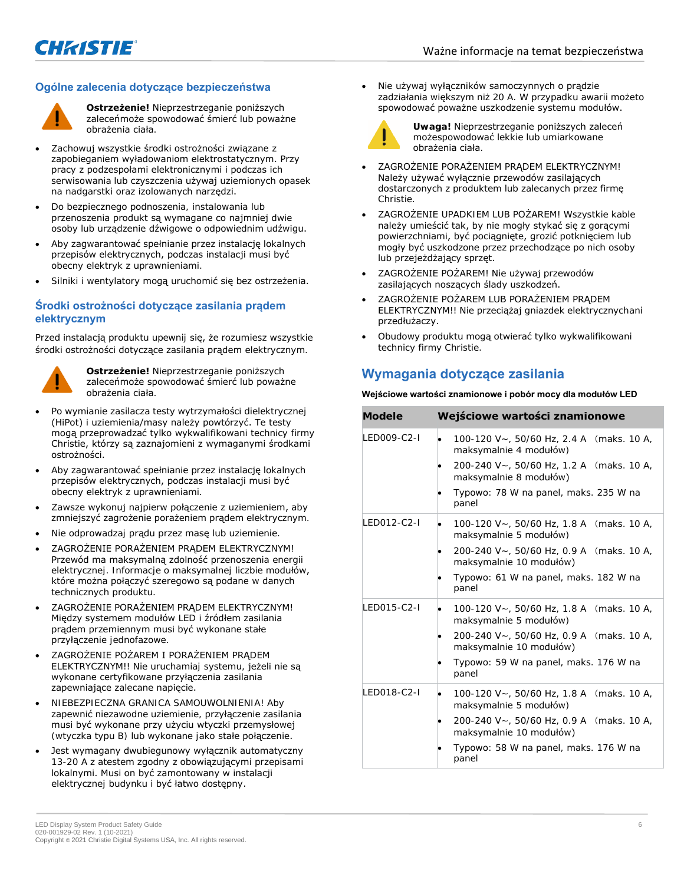## Ogólne zalecenia dotyczące bezpieczeństwa

**Ostrzeżenie!** Nieprzestrzeganie poniższych zaleceńmoże spowodować śmierć lub poważne obrażenia ciała.

- Zachowuj wszystkie środki ostrożności związane z zapobieganiem wyładowaniom elektrostatycznym. Przy pracy z podzespołami elektronicznymi i podczas ich serwisowania lub czyszczenia używaj uziemionych opasek na nadgarstki oraz izolowanych narzędzi.
- Do bezpiecznego podnoszenia, instalowania lub przenoszenia produkt są wymagane co najmniej dwie osoby lub urządzenie dźwigowe o odpowiednim udźwigu.
- Aby zagwarantować spełnianie przez instalację lokalnych przepisów elektrycznych, podczas instalacji musi być obecny elektryk z uprawnieniami.
- Silniki i wentylatory mogą uruchomić się bez ostrzeżenia.

## Środki ostrożności dotyczące zasilania prądem elektrycznym

Przed instalacją produktu upewnij się, że rozumiesz wszystkie środki ostrożności dotyczące zasilania prądem elektrycznym.

**Ostrzeżenie!** Nieprzestrzeganie poniższych zaleceńmoże spowodować śmierć lub poważne obrażenia ciała.

- Po wymianie zasilacza testy wytrzymałości dielektrycznej (HiPot) i uziemienia/masy należy powtórzyć. Te testy mogą przeprowadzać tylko wykwalifikowani technicy firmy Christie, którzy są zaznajomieni z wymaganymi środkami ostrożności.
- Aby zagwarantować spełnianie przez instalację lokalnych przepisów elektrycznych, podczas instalacji musi być obecny elektryk z uprawnieniami.
- Zawsze wykonuj najpierw połączenie z uziemieniem, aby zmniejszyć zagrożenie porażeniem prądem elektrycznym.
- Nie odprowadzaj prądu przez masę lub uziemienie.
- ZAGROŻENIE PORAŻENIEM PRĄDEM ELEKTRYCZNYM! Przewód ma maksymalną zdolność przenoszenia energii elektrycznej. Informacje o maksymalnej liczbie modułów, które można połączyć szeregowo są podane w danych technicznych produktu.
- ZAGROŻENIE PORAŻENIEM PRĄDEM ELEKTRYCZNYM! Między systemem modułów LED i źródłem zasilania prądem przemiennym musi być wykonane stałe przyłączenie jednofazowe.
- ZAGROŻENIE POŻAREM I PORAŻENIEM PRĄDEM ELEKTRYCZNYM!! Nie uruchamiaj systemu, jeżeli nie są wykonane certyfikowane przyłączenia zasilania zapewniające zalecane napięcie.
- NIEBEZPIECZNA GRANICA SAMOUWOLNIENIA! Aby zapewnić niezawodne uziemienie, przyłączenie zasilania musi być wykonane przy użyciu wtyczki przemysłowej (wtyczka typu B) lub wykonane jako stałe połączenie.
- Jest wymagany dwubiegunowy wyłącznik automatyczny 13-20 A z atestem zgodny z obowiązującymi przepisami lokalnymi. Musi on być zamontowany w instalacji elektrycznej budynku i być łatwo dostępny.
- Nie używaj wyłączników samoczynnych o prądzie zadziałania większym niż 20 A. W przypadku awarii możeto spowodować poważne uszkodzenie systemu modułów.

**Uwaga!** Nieprzestrzeganie poniższych zaleceń możespowodować lekkie lub umiarkowane obrażenia ciała.

- ZAGROŻENIE PORAŻENIEM PRĄDEM ELEKTRYCZNYM! Należy używać wyłącznie przewodów zasilających dostarczonych z produktem lub zalecanych przez firmę Christie.
- ZAGROŻENIE UPADKIEM LUB POŻAREM! Wszystkie kable należy umieścić tak, by nie mogły stykać się z gorącymi powierzchniami, być pociągnięte, grozić potknięciem lub mogły być uszkodzone przez przechodzące po nich osoby lub przejeżdżający sprzęt.
- ZAGROŻENIE POŻAREM! Nie używaj przewodów zasilających noszących ślady uszkodzeń.
- ZAGROŻENIE POŻAREM LUB PORAŻENIEM PRĄDEM ELEKTRYCZNYM!! Nie przeciążaj gniazdek elektrycznychani przedłużaczy.
- Obudowy produktu mogą otwierać tylko wykwalifikowani technicy firmy Christie.

## Wymagania dotyczące zasilania

**Wejściowe wartości znamionowe i pobór mocy dla modułów LED**

| Modele | Wejściowe wartości znamionowe |
|---|---|
| LED009-C2-I | • 100-120 V~, 50/60 Hz, 2.4 A (maks. 10 A, maksymalnie 4 modułów)<br>• 200-240 V~, 50/60 Hz, 1.2 A (maks. 10 A, maksymalnie 8 modułów)<br>• Typowo: 78 W na panel, maks. 235 W na panel |
| LED012-C2-I | • 100-120 V~, 50/60 Hz, 1.8 A (maks. 10 A, maksymalnie 5 modułów)<br>• 200-240 V~, 50/60 Hz, 0.9 A (maks. 10 A, maksymalnie 10 modułów)<br>• Typowo: 61 W na panel, maks. 182 W na panel |
| LED015-C2-I | • 100-120 V~, 50/60 Hz, 1.8 A (maks. 10 A, maksymalnie 5 modułów)<br>• 200-240 V~, 50/60 Hz, 0.9 A (maks. 10 A, maksymalnie 10 modułów)<br>• Typowo: 59 W na panel, maks. 176 W na panel |
| LED018-C2-I | • 100-120 V~, 50/60 Hz, 1.8 A (maks. 10 A, maksymalnie 5 modułów)<br>• 200-240 V~, 50/60 Hz, 0.9 A (maks. 10 A, maksymalnie 10 modułów)<br>• Typowo: 58 W na panel, maks. 176 W na panel |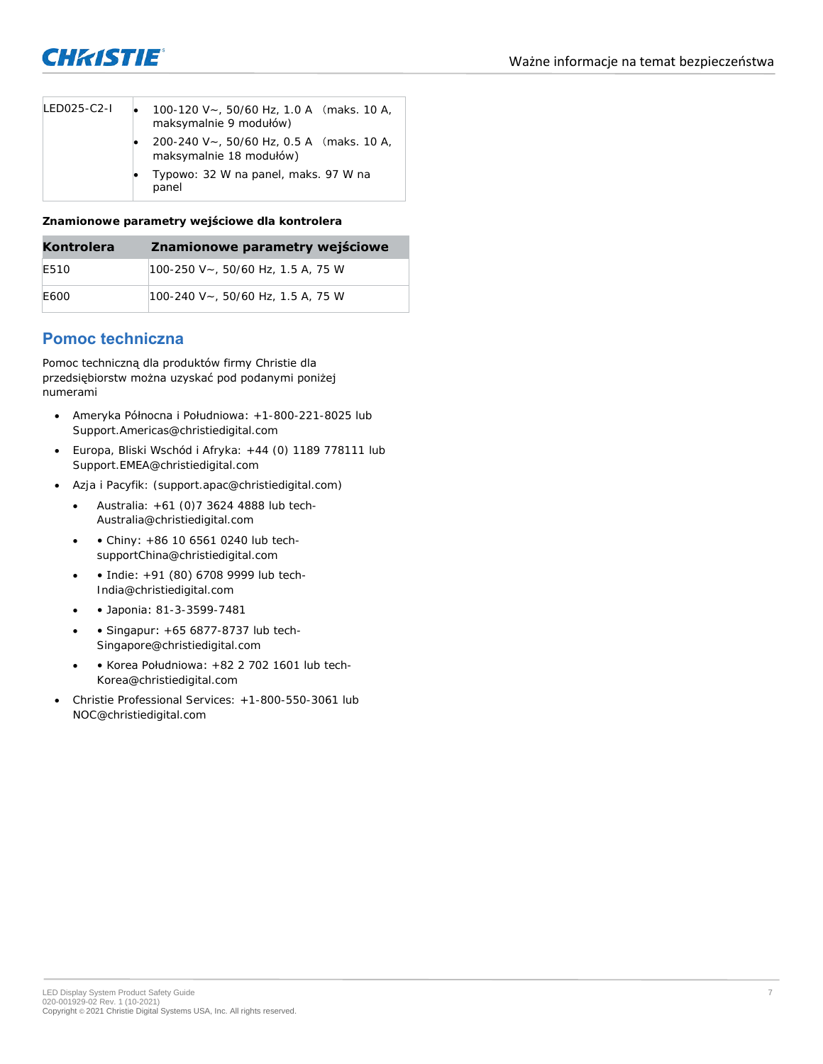| LED025-C2-I | • 100-120 V~, 50/60 Hz, 1.0 A （maks. 10 A, maksymalnie 9 modułów)<br>• 200-240 V~, 50/60 Hz, 0.5 A （maks. 10 A, maksymalnie 18 modułów)<br>• Typowo: 32 W na panel, maks. 97 W na panel |
|---|---|

**Znamionowe parametry wejściowe dla kontrolera**

| Kontrolera | Znamionowe parametry wejściowe |
|---|---|
| E510 | 100-250 V~, 50/60 Hz, 1.5 A, 75 W |
| E600 | 100-240 V~, 50/60 Hz, 1.5 A, 75 W |

## Pomoc techniczna

Pomoc techniczną dla produktów firmy Christie dla przedsiębiorstw można uzyskać pod podanymi poniżej numerami

- Ameryka Północna i Południowa: +1-800-221-8025 lub Support.Americas@christiedigital.com
- Europa, Bliski Wschód i Afryka: +44 (0) 1189 778111 lub Support.EMEA@christiedigital.com
- Azja i Pacyfik: (support.apac@christiedigital.com)
  - Australia: +61 (0)7 3624 4888 lub tech-Australia@christiedigital.com
  - • Chiny: +86 10 6561 0240 lub tech-supportChina@christiedigital.com
  - • Indie: +91 (80) 6708 9999 lub tech-India@christiedigital.com
  - • Japonia: 81-3-3599-7481
  - • Singapur: +65 6877-8737 lub tech-Singapore@christiedigital.com
  - • Korea Południowa: +82 2 702 1601 lub tech-Korea@christiedigital.com
- Christie Professional Services: +1-800-550-3061 lub NOC@christiedigital.com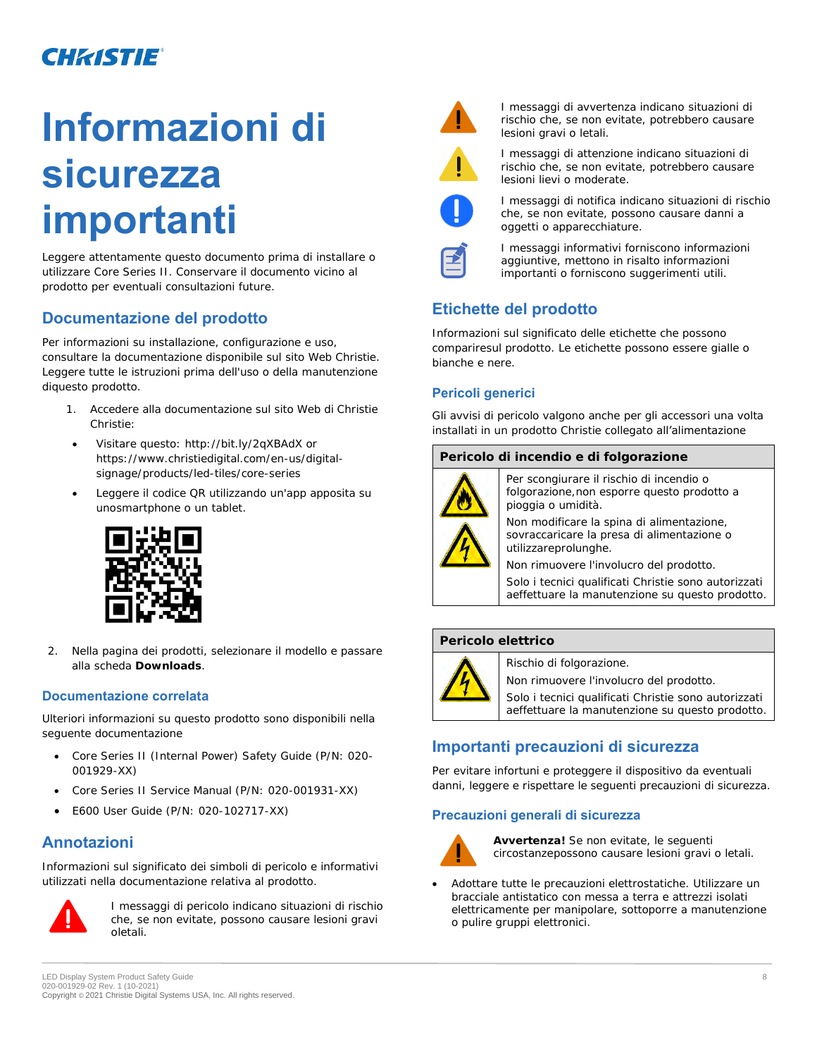# Informazioni di sicurezza importanti

Leggere attentamente questo documento prima di installare o utilizzare Core Series II. Conservare il documento vicino al prodotto per eventuali consultazioni future.

## Documentazione del prodotto

Per informazioni su installazione, configurazione e uso, consultare la documentazione disponibile sul sito Web Christie. Leggere tutte le istruzioni prima dell'uso o della manutenzione diquesto prodotto.

1. Accedere alla documentazione sul sito Web di Christie Christie:
   - Visitare questo: http://bit.ly/2qXBAdX or https://www.christiedigital.com/en-us/digital-signage/products/led-tiles/core-series
   - Leggere il codice QR utilizzando un'app apposita su unosmartphone o un tablet.
2. Nella pagina dei prodotti, selezionare il modello e passare alla scheda **Downloads**.

### Documentazione correlata

Ulteriori informazioni su questo prodotto sono disponibili nella seguente documentazione

- Core Series II (Internal Power) Safety Guide (P/N: 020-001929-XX)
- Core Series II Service Manual (P/N: 020-001931-XX)
- E600 User Guide (P/N: 020-102717-XX)

## Annotazioni

Informazioni sul significato dei simboli di pericolo e informativi utilizzati nella documentazione relativa al prodotto.

I messaggi di pericolo indicano situazioni di rischio che, se non evitate, possono causare lesioni gravi oletali.

I messaggi di avvertenza indicano situazioni di rischio che, se non evitate, potrebbero causare lesioni gravi o letali.

I messaggi di attenzione indicano situazioni di rischio che, se non evitate, potrebbero causare lesioni lievi o moderate.

I messaggi di notifica indicano situazioni di rischio che, se non evitate, possono causare danni a oggetti o apparecchiature.

I messaggi informativi forniscono informazioni aggiuntive, mettono in risalto informazioni importanti o forniscono suggerimenti utili.

## Etichette del prodotto

Informazioni sul significato delle etichette che possono compariresul prodotto. Le etichette possono essere gialle o bianche e nere.

### Pericoli generici

Gli avvisi di pericolo valgono anche per gli accessori una volta installati in un prodotto Christie collegato all'alimentazione

| Pericolo di incendio e di folgorazione | |
|---|---|
| | Per scongiurare il rischio di incendio o folgorazione,non esporre questo prodotto a pioggia o umidità.<br>Non modificare la spina di alimentazione, sovraccaricare la presa di alimentazione o utilizzareprolunghe.<br>Non rimuovere l'involucro del prodotto.<br>Solo i tecnici qualificati Christie sono autorizzati aeffettuare la manutenzione su questo prodotto. |

| Pericolo elettrico | |
|---|---|
| | Rischio di folgorazione.<br>Non rimuovere l'involucro del prodotto.<br>Solo i tecnici qualificati Christie sono autorizzati aeffettuare la manutenzione su questo prodotto. |

## Importanti precauzioni di sicurezza

Per evitare infortuni e proteggere il dispositivo da eventuali danni, leggere e rispettare le seguenti precauzioni di sicurezza.

### Precauzioni generali di sicurezza

**Avvertenza!** Se non evitate, le seguenti circostanzepossono causare lesioni gravi o letali.

- Adottare tutte le precauzioni elettrostatiche. Utilizzare un bracciale antistatico con messa a terra e attrezzi isolati elettricamente per manipolare, sottoporre a manutenzione o pulire gruppi elettronici.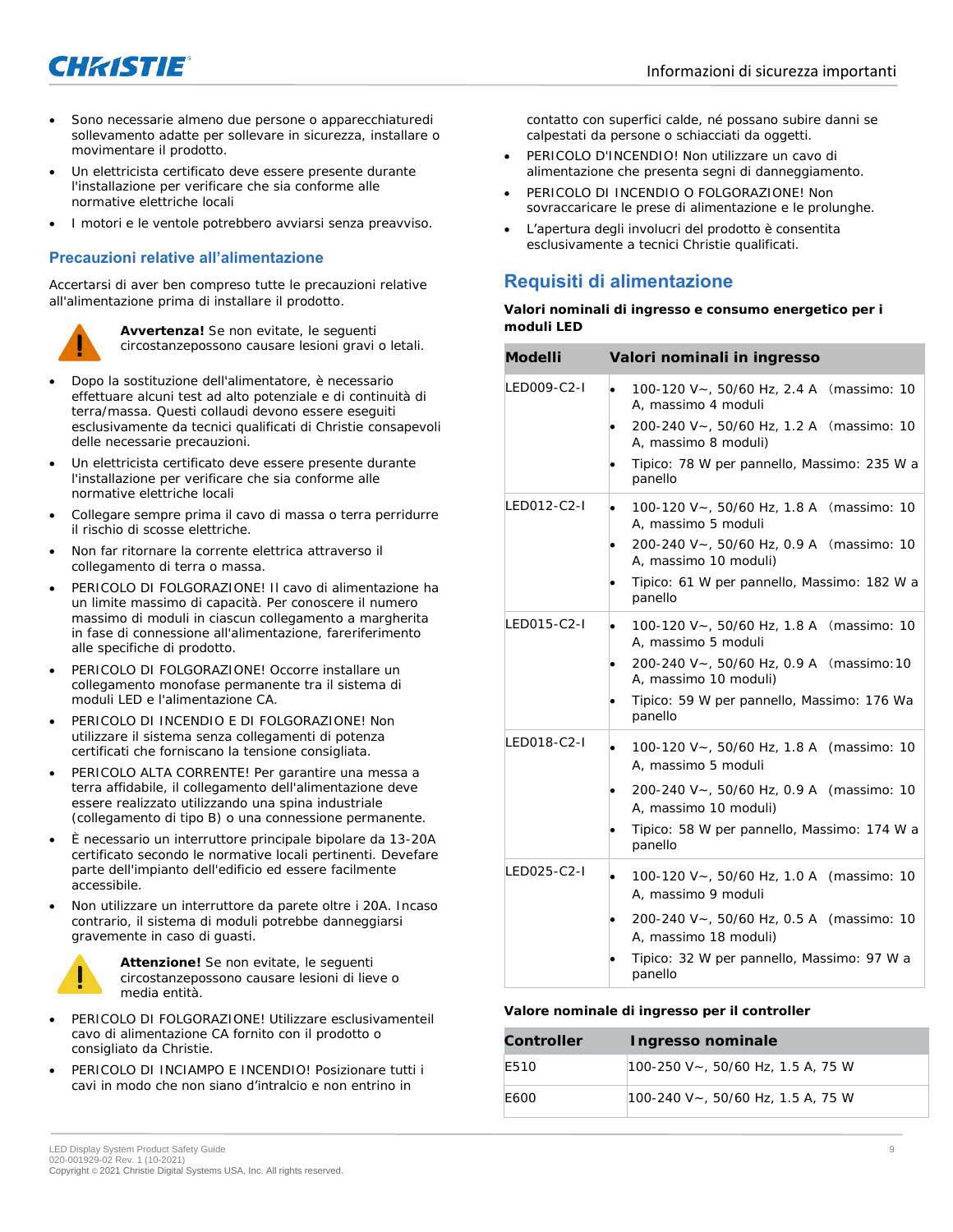- Sono necessarie almeno due persone o apparecchiaturedi sollevamento adatte per sollevare in sicurezza, installare o movimentare il prodotto.
- Un elettricista certificato deve essere presente durante l'installazione per verificare che sia conforme alle normative elettriche locali
- I motori e le ventole potrebbero avviarsi senza preavviso.

### Precauzioni relative all'alimentazione

Accertarsi di aver ben compreso tutte le precauzioni relative all'alimentazione prima di installare il prodotto.

**Avvertenza!** Se non evitate, le seguenti circostanzepossono causare lesioni gravi o letali.

- Dopo la sostituzione dell'alimentatore, è necessario effettuare alcuni test ad alto potenziale e di continuità di terra/massa. Questi collaudi devono essere eseguiti esclusivamente da tecnici qualificati di Christie consapevoli delle necessarie precauzioni.
- Un elettricista certificato deve essere presente durante l'installazione per verificare che sia conforme alle normative elettriche locali
- Collegare sempre prima il cavo di massa o terra perridurre il rischio di scosse elettriche.
- Non far ritornare la corrente elettrica attraverso il collegamento di terra o massa.
- PERICOLO DI FOLGORAZIONE! Il cavo di alimentazione ha un limite massimo di capacità. Per conoscere il numero massimo di moduli in ciascun collegamento a margherita in fase di connessione all'alimentazione, farerifermento alle specifiche di prodotto.
- PERICOLO DI FOLGORAZIONE! Occorre installare un collegamento monofase permanente tra il sistema di moduli LED e l'alimentazione CA.
- PERICOLO DI INCENDIO E DI FOLGORAZIONE! Non utilizzare il sistema senza collegamenti di potenza certificati che forniscano la tensione consigliata.
- PERICOLO ALTA CORRENTE! Per garantire una messa a terra affidabile, il collegamento dell'alimentazione deve essere realizzato utilizzando una spina industriale (collegamento di tipo B) o una connessione permanente.
- È necessario un interruttore principale bipolare da 13-20A certificato secondo le normative locali pertinenti. Devefare parte dell'impianto dell'edificio ed essere facilmente accessibile.
- Non utilizzare un interruttore da parete oltre i 20A. Incaso contrario, il sistema di moduli potrebbe danneggiarsi gravemente in caso di guasti.

**Attenzione!** Se non evitate, le seguenti circostanzepossono causare lesioni di lieve o media entità.

- PERICOLO DI FOLGORAZIONE! Utilizzare esclusivamenteil cavo di alimentazione CA fornito con il prodotto o consigliato da Christie.
- PERICOLO DI INCIAMPO E INCENDIO! Posizionare tutti i cavi in modo che non siano d'intralcio e non entrino in contatto con superfici calde, né possano subire danni se calpestati da persone o schiacciati da oggetti.
- PERICOLO D'INCENDIO! Non utilizzare un cavo di alimentazione che presenta segni di danneggiamento.
- PERICOLO DI INCENDIO O FOLGORAZIONE! Non sovraccaricare le prese di alimentazione e le prolunghe.
- L'apertura degli involucri del prodotto è consentita esclusivamente a tecnici Christie qualificati.

## Requisiti di alimentazione

**Valori nominali di ingresso e consumo energetico per i moduli LED**

| Modelli | Valori nominali in ingresso |
|---|---|
| LED009-C2-I | • 100-120 V~, 50/60 Hz, 2.4 A (massimo: 10 A, massimo 4 moduli<br>• 200-240 V~, 50/60 Hz, 1.2 A (massimo: 10 A, massimo 8 moduli)<br>• Tipico: 78 W per pannello, Massimo: 235 W a pannello |
| LED012-C2-I | • 100-120 V~, 50/60 Hz, 1.8 A (massimo: 10 A, massimo 5 moduli<br>• 200-240 V~, 50/60 Hz, 0.9 A (massimo: 10 A, massimo 10 moduli)<br>• Tipico: 61 W per pannello, Massimo: 182 W a pannello |
| LED015-C2-I | • 100-120 V~, 50/60 Hz, 1.8 A (massimo: 10 A, massimo 5 moduli<br>• 200-240 V~, 50/60 Hz, 0.9 A (massimo:10 A, massimo 10 moduli)<br>• Tipico: 59 W per pannello, Massimo: 176 Wa pannello |
| LED018-C2-I | • 100-120 V~, 50/60 Hz, 1.8 A (massimo: 10 A, massimo 5 moduli<br>• 200-240 V~, 50/60 Hz, 0.9 A (massimo: 10 A, massimo 10 moduli)<br>• Tipico: 58 W per pannello, Massimo: 174 W a pannello |
| LED025-C2-I | • 100-120 V~, 50/60 Hz, 1.0 A (massimo: 10 A, massimo 9 moduli<br>• 200-240 V~, 50/60 Hz, 0.5 A (massimo: 10 A, massimo 18 moduli)<br>• Tipico: 32 W per pannello, Massimo: 97 W a pannello |

**Valore nominale di ingresso per il controller**

| Controller | Ingresso nominale |
|---|---|
| E510 | 100-250 V~, 50/60 Hz, 1.5 A, 75 W |
| E600 | 100-240 V~, 50/60 Hz, 1.5 A, 75 W |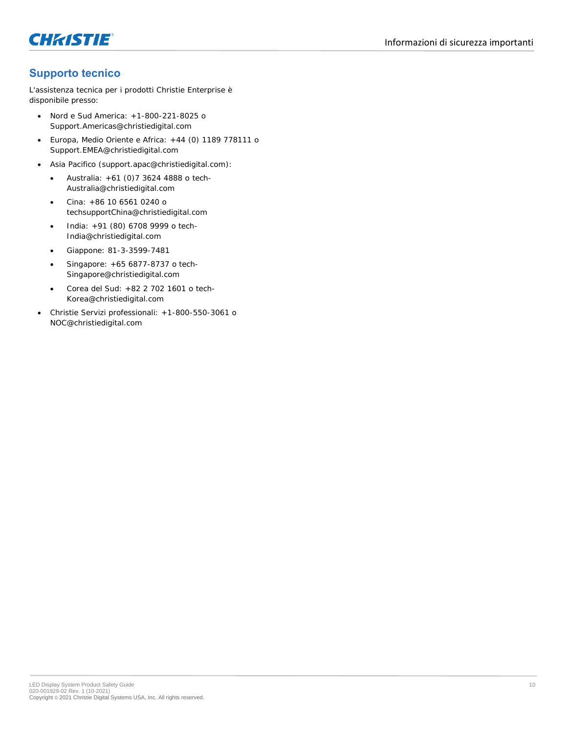## Supporto tecnico

L'assistenza tecnica per i prodotti Christie Enterprise è disponibile presso:

- Nord e Sud America: +1-800-221-8025 o Support.Americas@christiedigital.com
- Europa, Medio Oriente e Africa: +44 (0) 1189 778111 o Support.EMEA@christiedigital.com
- Asia Pacifico (support.apac@christiedigital.com):
    - Australia: +61 (0)7 3624 4888 o tech-Australia@christiedigital.com
    - Cina: +86 10 6561 0240 o techsupportChina@christiedigital.com
    - India: +91 (80) 6708 9999 o tech-India@christiedigital.com
    - Giappone: 81-3-3599-7481
    - Singapore: +65 6877-8737 o tech-Singapore@christiedigital.com
    - Corea del Sud: +82 2 702 1601 o tech-Korea@christiedigital.com
- Christie Servizi professionali: +1-800-550-3061 o NOC@christiedigital.com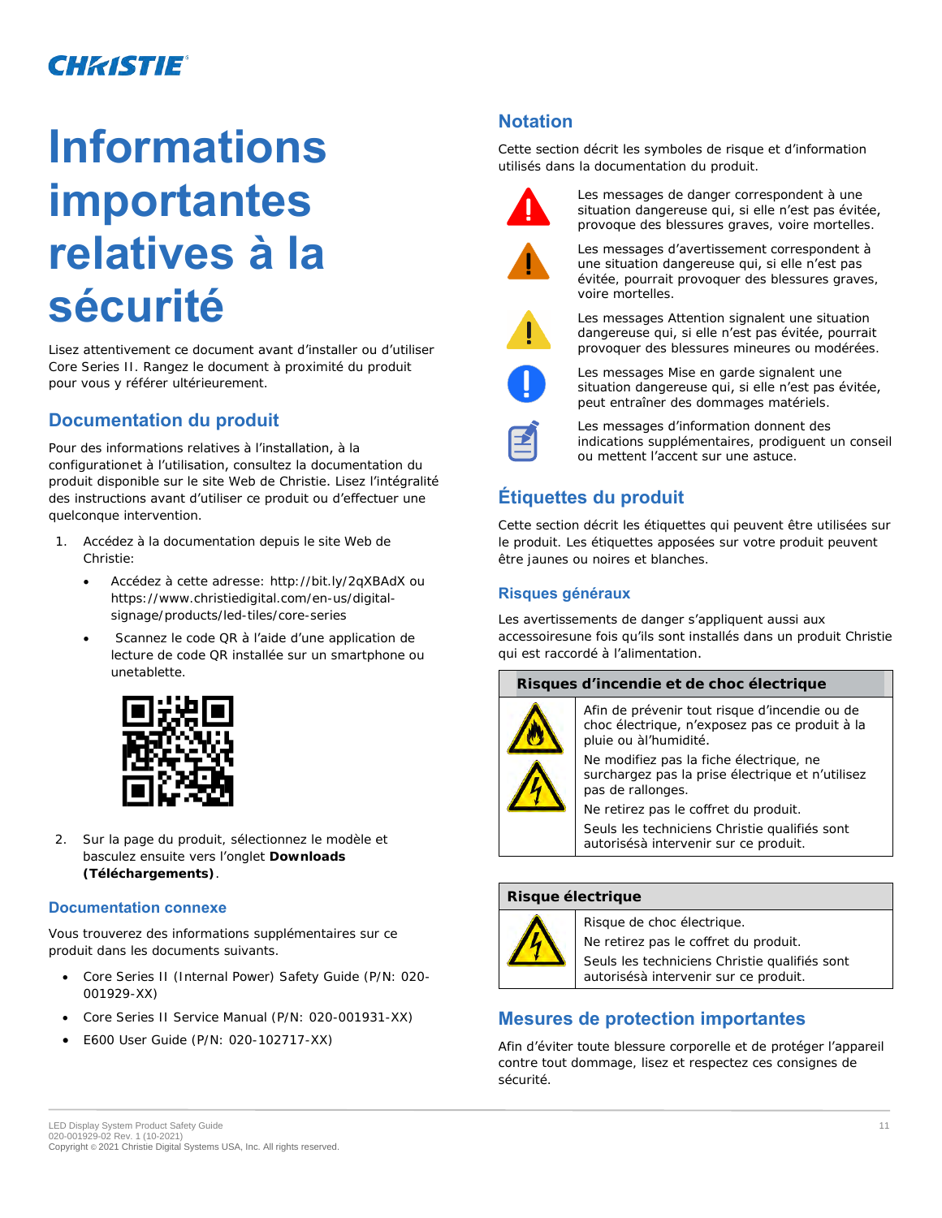# Informations importantes relatives à la sécurité

Lisez attentivement ce document avant d'installer ou d'utiliser Core Series II. Rangez le document à proximité du produit pour vous y référer ultérieurement.

## Documentation du produit

Pour des informations relatives à l'installation, à la configurationet à l'utilisation, consultez la documentation du produit disponible sur le site Web de Christie. Lisez l'intégralité des instructions avant d'utiliser ce produit ou d'effectuer une quelconque intervention.

1. Accédez à la documentation depuis le site Web de Christie:
   - Accédez à cette adresse: http://bit.ly/2qXBAdX ou https://www.christiedigital.com/en-us/digital-signage/products/led-tiles/core-series
   - Scannez le code QR à l'aide d'une application de lecture de code QR installée sur un smartphone ou unetablette.
2. Sur la page du produit, sélectionnez le modèle et basculez ensuite vers l'onglet **Downloads (Téléchargements)**.

### Documentation connexe

Vous trouverez des informations supplémentaires sur ce produit dans les documents suivants.

- Core Series II (Internal Power) Safety Guide (P/N: 020-001929-XX)
- Core Series II Service Manual (P/N: 020-001931-XX)
- E600 User Guide (P/N: 020-102717-XX)

## Notation

Cette section décrit les symboles de risque et d'information utilisés dans la documentation du produit.

Les messages de danger correspondent à une situation dangereuse qui, si elle n'est pas évitée, provoque des blessures graves, voire mortelles.

Les messages d'avertissement correspondent à une situation dangereuse qui, si elle n'est pas évitée, pourrait provoquer des blessures graves, voire mortelles.

Les messages Attention signalent une situation dangereuse qui, si elle n'est pas évitée, pourrait provoquer des blessures mineures ou modérées.

Les messages Mise en garde signalent une situation dangereuse qui, si elle n'est pas évitée, peut entraîner des dommages matériels.

Les messages d'information donnent des indications supplémentaires, prodiguent un conseil ou mettent l'accent sur une astuce.

## Étiquettes du produit

Cette section décrit les étiquettes qui peuvent être utilisées sur le produit. Les étiquettes apposées sur votre produit peuvent être jaunes ou noires et blanches.

### Risques généraux

Les avertissements de danger s'appliquent aussi aux accessoiresune fois qu'ils sont installés dans un produit Christie qui est raccordé à l'alimentation.

| Risques d'incendie et de choc électrique | |
|---|---|
| | Afin de prévenir tout risque d'incendie ou de choc électrique, n'exposez pas ce produit à la pluie ou àl'humidité.<br>Ne modifiez pas la fiche électrique, ne surchargez pas la prise électrique et n'utilisez pas de rallonges.<br>Ne retirez pas le coffret du produit.<br>Seuls les techniciens Christie qualifiés sont autorisésà intervenir sur ce produit. |

| Risque électrique | |
|---|---|
| | Risque de choc électrique.<br>Ne retirez pas le coffret du produit.<br>Seuls les techniciens Christie qualifiés sont autorisésà intervenir sur ce produit. |

## Mesures de protection importantes

Afin d'éviter toute blessure corporelle et de protéger l'appareil contre tout dommage, lisez et respectez ces consignes de sécurité.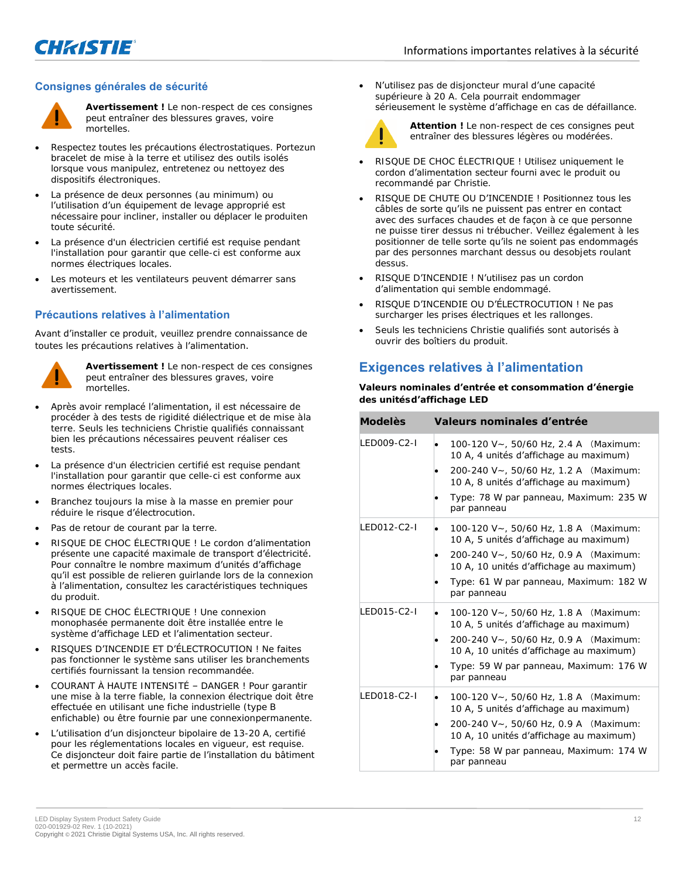## Consignes générales de sécurité

**Avertissement !** Le non-respect de ces consignes peut entraîner des blessures graves, voire mortelles.

- Respectez toutes les précautions électrostatiques. Portezun bracelet de mise à la terre et utilisez des outils isolés lorsque vous manipulez, entretenez ou nettoyez des dispositifs électroniques.
- La présence de deux personnes (au minimum) ou l'utilisation d'un équipement de levage approprié est nécessaire pour incliner, installer ou déplacer le produiten toute sécurité.
- La présence d'un électricien certifié est requise pendant l'installation pour garantir que celle-ci est conforme aux normes électriques locales.
- Les moteurs et les ventilateurs peuvent démarrer sans avertissement.

## Précautions relatives à l'alimentation

Avant d'installer ce produit, veuillez prendre connaissance de toutes les précautions relatives à l'alimentation.

**Avertissement !** Le non-respect de ces consignes peut entraîner des blessures graves, voire mortelles.

- Après avoir remplacé l'alimentation, il est nécessaire de procéder à des tests de rigidité diélectrique et de mise àla terre. Seuls les techniciens Christie qualifiés connaissant bien les précautions nécessaires peuvent réaliser ces tests.
- La présence d'un électricien certifié est requise pendant l'installation pour garantir que celle-ci est conforme aux normes électriques locales.
- Branchez toujours la mise à la masse en premier pour réduire le risque d'électrocution.
- Pas de retour de courant par la terre.
- RISQUE DE CHOC ÉLECTRIQUE ! Le cordon d'alimentation présente une capacité maximale de transport d'électricité. Pour connaître le nombre maximum d'unités d'affichage qu'il est possible de relieren guirlande lors de la connexion à l'alimentation, consultez les caractéristiques techniques du produit.
- RISQUE DE CHOC ÉLECTRIQUE ! Une connexion monophasée permanente doit être installée entre le système d'affichage LED et l'alimentation secteur.
- RISQUES D'INCENDIE ET D'ÉLECTROCUTION ! Ne faites pas fonctionner le système sans utiliser les branchements certifiés fournissant la tension recommandée.
- COURANT À HAUTE INTENSITÉ – DANGER ! Pour garantir une mise à la terre fiable, la connexion électrique doit être effectuée en utilisant une fiche industrielle (type B enfichable) ou être fournie par une connexionpermanente.
- L'utilisation d'un disjoncteur bipolaire de 13-20 A, certifié pour les réglementations locales en vigueur, est requise. Ce disjoncteur doit faire partie de l'installation du bâtiment et permettre un accès facile.
- N'utilisez pas de disjoncteur mural d'une capacité supérieure à 20 A. Cela pourrait endommager sérieusement le système d'affichage en cas de défaillance.

**Attention !** Le non-respect de ces consignes peut entraîner des blessures légères ou modérées.

- RISQUE DE CHOC ÉLECTRIQUE ! Utilisez uniquement le cordon d'alimentation secteur fourni avec le produit ou recommandé par Christie.
- RISQUE DE CHUTE OU D'INCENDIE ! Positionnez tous les câbles de sorte qu'ils ne puissent pas entrer en contact avec des surfaces chaudes et de façon à ce que personne ne puisse tirer dessus ni trébucher. Veillez également à les positionner de telle sorte qu'ils ne soient pas endommagés par des personnes marchant dessus ou desobjets roulant dessus.
- RISQUE D'INCENDIE ! N'utilisez pas un cordon d'alimentation qui semble endommagé.
- RISQUE D'INCENDIE OU D'ÉLECTROCUTION ! Ne pas surcharger les prises électriques et les rallonges.
- Seuls les techniciens Christie qualifiés sont autorisés à ouvrir des boîtiers du produit.

# Exigences relatives à l'alimentation

**Valeurs nominales d'entrée et consommation d'énergie des unitésd'affichage LED**

| Modèles | Valeurs nominales d'entrée |
|---|---|
| LED009-C2-I | • 100-120 V~, 50/60 Hz, 2.4 A (Maximum: 10 A, 4 unités d'affichage au maximum)<br>• 200-240 V~, 50/60 Hz, 1.2 A (Maximum: 10 A, 8 unités d'affichage au maximum)<br>• Type: 78 W par panneau, Maximum: 235 W par panneau |
| LED012-C2-I | • 100-120 V~, 50/60 Hz, 1.8 A (Maximum: 10 A, 5 unités d'affichage au maximum)<br>• 200-240 V~, 50/60 Hz, 0.9 A (Maximum: 10 A, 10 unités d'affichage au maximum)<br>• Type: 61 W par panneau, Maximum: 182 W par panneau |
| LED015-C2-I | • 100-120 V~, 50/60 Hz, 1.8 A (Maximum: 10 A, 5 unités d'affichage au maximum)<br>• 200-240 V~, 50/60 Hz, 0.9 A (Maximum: 10 A, 10 unités d'affichage au maximum)<br>• Type: 59 W par panneau, Maximum: 176 W par panneau |
| LED018-C2-I | • 100-120 V~, 50/60 Hz, 1.8 A (Maximum: 10 A, 5 unités d'affichage au maximum)<br>• 200-240 V~, 50/60 Hz, 0.9 A (Maximum: 10 A, 10 unités d'affichage au maximum)<br>• Type: 58 W par panneau, Maximum: 174 W par panneau |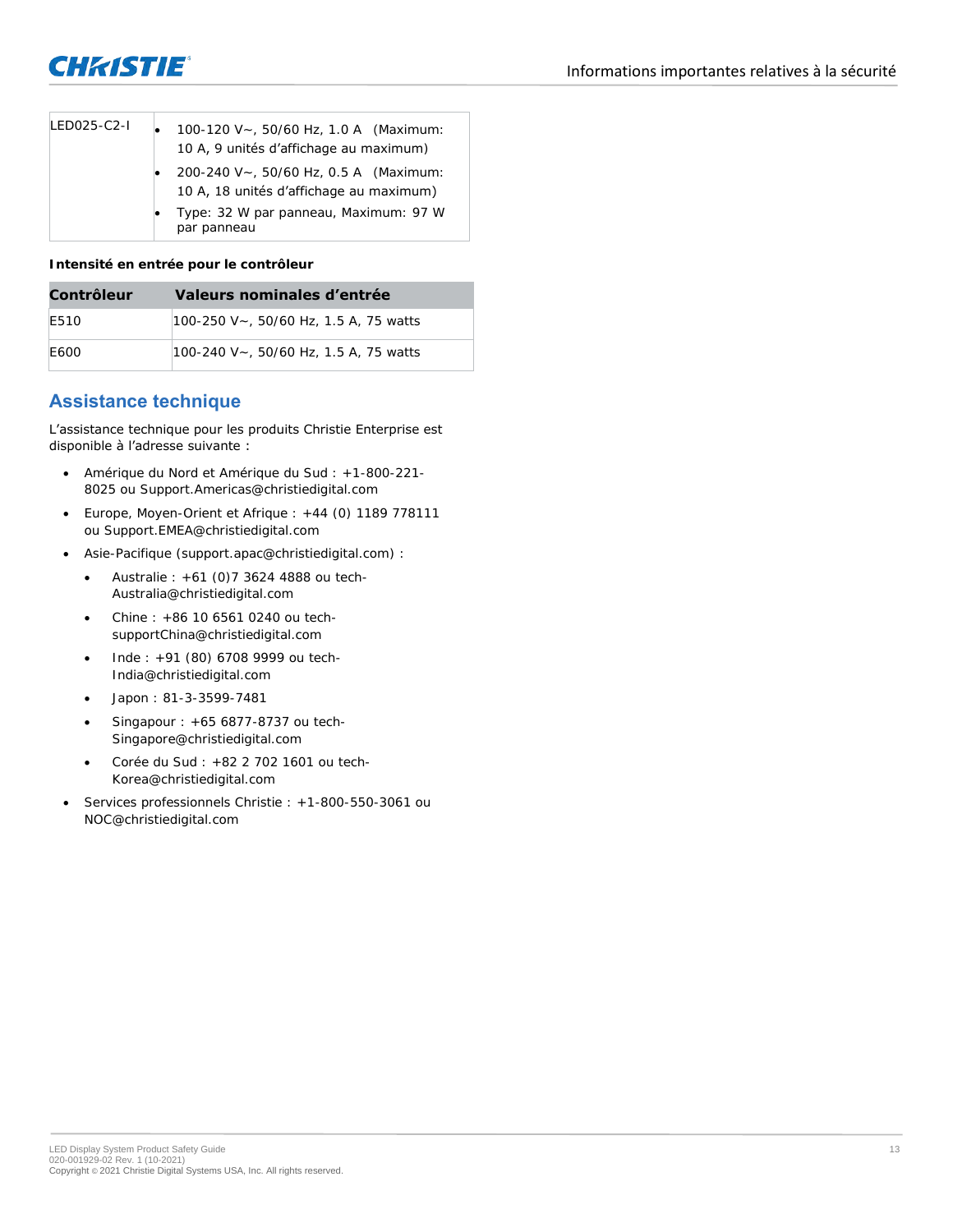| LED025-C2-I | • 100-120 V~, 50/60 Hz, 1.0 A (Maximum: 10 A, 9 unités d'affichage au maximum)<br>• 200-240 V~, 50/60 Hz, 0.5 A (Maximum: 10 A, 18 unités d'affichage au maximum)<br>• Type: 32 W par panneau, Maximum: 97 W par panneau |
|---|---|

**Intensité en entrée pour le contrôleur**

| Contrôleur | Valeurs nominales d'entrée |
|---|---|
| E510 | 100-250 V~, 50/60 Hz, 1.5 A, 75 watts |
| E600 | 100-240 V~, 50/60 Hz, 1.5 A, 75 watts |

## Assistance technique

L'assistance technique pour les produits Christie Enterprise est disponible à l'adresse suivante :

- Amérique du Nord et Amérique du Sud : +1-800-221-8025 ou Support.Americas@christiedigital.com
- Europe, Moyen-Orient et Afrique : +44 (0) 1189 778111 ou Support.EMEA@christiedigital.com
- Asie-Pacifique (support.apac@christiedigital.com) :
  - Australie : +61 (0)7 3624 4888 ou tech-Australia@christiedigital.com
  - Chine : +86 10 6561 0240 ou tech-supportChina@christiedigital.com
  - Inde : +91 (80) 6708 9999 ou tech-India@christiedigital.com
  - Japon : 81-3-3599-7481
  - Singapour : +65 6877-8737 ou tech-Singapore@christiedigital.com
  - Corée du Sud : +82 2 702 1601 ou tech-Korea@christiedigital.com
- Services professionnels Christie : +1-800-550-3061 ou NOC@christiedigital.com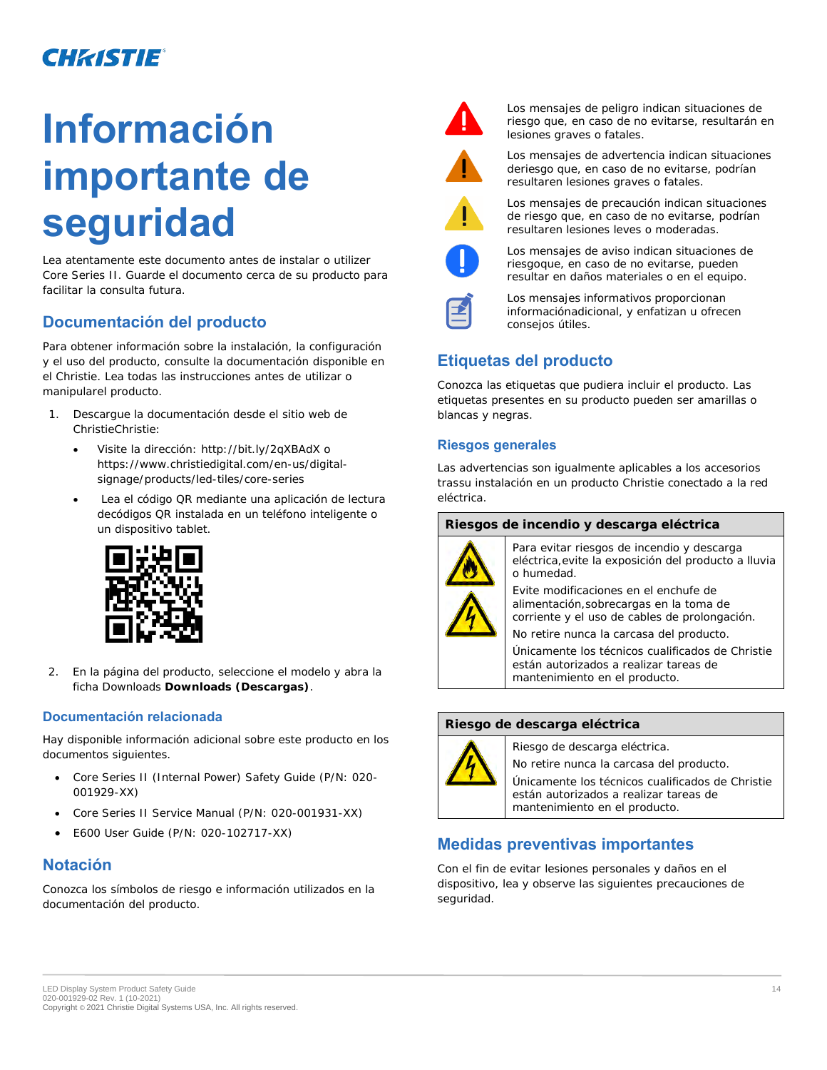# Información importante de seguridad

Lea atentamente este documento antes de instalar o utilizer Core Series II. Guarde el documento cerca de su producto para facilitar la consulta futura.

## Documentación del producto

Para obtener información sobre la instalación, la configuración y el uso del producto, consulte la documentación disponible en el Christie. Lea todas las instrucciones antes de utilizar o manipularel producto.

1. Descargue la documentación desde el sitio web de ChristieChristie:
   - Visite la dirección: http://bit.ly/2qXBAdX o https://www.christiedigital.com/en-us/digital-signage/products/led-tiles/core-series
   - Lea el código QR mediante una aplicación de lectura decódigos QR instalada en un teléfono inteligente o un dispositivo tablet.
2. En la página del producto, seleccione el modelo y abra la ficha Downloads **Downloads (Descargas)**.

### Documentación relacionada

Hay disponible información adicional sobre este producto en los documentos siguientes.

- Core Series II (Internal Power) Safety Guide (P/N: 020-001929-XX)
- Core Series II Service Manual (P/N: 020-001931-XX)
- E600 User Guide (P/N: 020-102717-XX)

## Notación

Conozca los símbolos de riesgo e información utilizados en la documentación del producto.

Los mensajes de peligro indican situaciones de riesgo que, en caso de no evitarse, resultarán en lesiones graves o fatales.

Los mensajes de advertencia indican situaciones deriesgo que, en caso de no evitarse, podrían resultaren lesiones graves o fatales.

Los mensajes de precaución indican situaciones de riesgo que, en caso de no evitarse, podrían resultaren lesiones leves o moderadas.

Los mensajes de aviso indican situaciones de riesgoque, en caso de no evitarse, pueden resultar en daños materiales o en el equipo.

Los mensajes informativos proporcionan informaciónadicional, y enfatizan u ofrecen consejos útiles.

## Etiquetas del producto

Conozca las etiquetas que pudiera incluir el producto. Las etiquetas presentes en su producto pueden ser amarillas o blancas y negras.

### Riesgos generales

Las advertencias son igualmente aplicables a los accesorios trassu instalación en un producto Christie conectado a la red eléctrica.

**Riesgos de incendio y descarga eléctrica**

Para evitar riesgos de incendio y descarga eléctrica,evite la exposición del producto a lluvia o humedad.

Evite modificaciones en el enchufe de alimentación,sobrecargas en la toma de corriente y el uso de cables de prolongación.

No retire nunca la carcasa del producto.

Únicamente los técnicos cualificados de Christie están autorizados a realizar tareas de mantenimiento en el producto.

**Riesgo de descarga eléctrica**

Riesgo de descarga eléctrica.

No retire nunca la carcasa del producto.

Únicamente los técnicos cualificados de Christie están autorizados a realizar tareas de mantenimiento en el producto.

## Medidas preventivas importantes

Con el fin de evitar lesiones personales y daños en el dispositivo, lea y observe las siguientes precauciones de seguridad.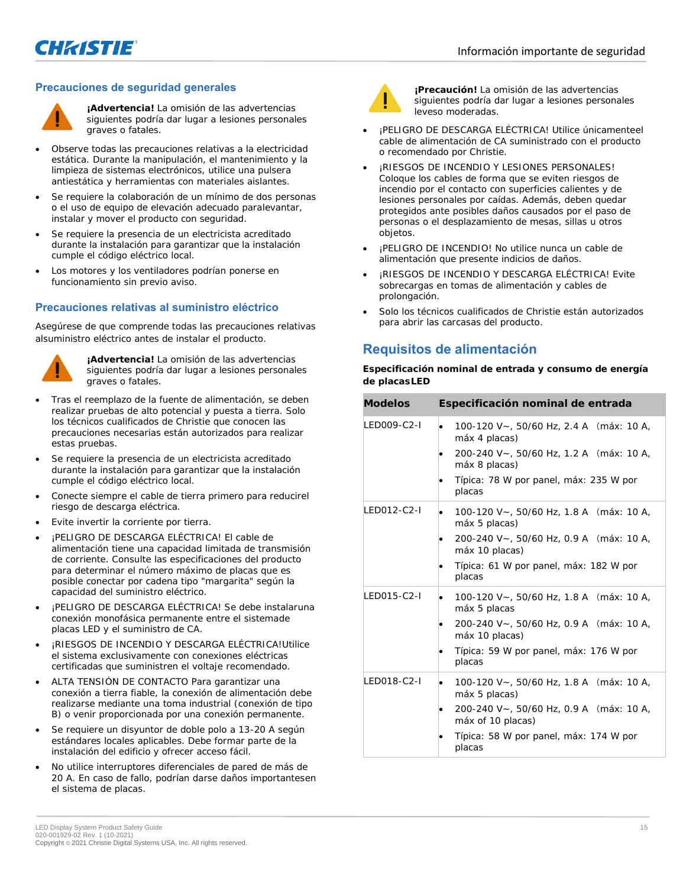## Precauciones de seguridad generales

**¡Advertencia!** La omisión de las advertencias siguientes podría dar lugar a lesiones personales graves o fatales.

- Observe todas las precauciones relativas a la electricidad estática. Durante la manipulación, el mantenimiento y la limpieza de sistemas electrónicos, utilice una pulsera antiestática y herramientas con materiales aislantes.
- Se requiere la colaboración de un mínimo de dos personas o el uso de equipo de elevación adecuado paralevantar, instalar y mover el producto con seguridad.
- Se requiere la presencia de un electricista acreditado durante la instalación para garantizar que la instalación cumple el código eléctrico local.
- Los motores y los ventiladores podrían ponerse en funcionamiento sin previo aviso.

## Precauciones relativas al suministro eléctrico

Asegúrese de que comprende todas las precauciones relativas alsuministro eléctrico antes de instalar el producto.

**¡Advertencia!** La omisión de las advertencias siguientes podría dar lugar a lesiones personales graves o fatales.

- Tras el reemplazo de la fuente de alimentación, se deben realizar pruebas de alto potencial y puesta a tierra. Solo los técnicos cualificados de Christie que conocen las precauciones necesarias están autorizados para realizar estas pruebas.
- Se requiere la presencia de un electricista acreditado durante la instalación para garantizar que la instalación cumple el código eléctrico local.
- Conecte siempre el cable de tierra primero para reducirel riesgo de descarga eléctrica.
- Evite invertir la corriente por tierra.
- ¡PELIGRO DE DESCARGA ELÉCTRICA! El cable de alimentación tiene una capacidad limitada de transmisión de corriente. Consulte las especificaciones del producto para determinar el número máximo de placas que es posible conectar por cadena tipo "margarita" según la capacidad del suministro eléctrico.
- ¡PELIGRO DE DESCARGA ELÉCTRICA! Se debe instalaruna conexión monofásica permanente entre el sistemade placas LED y el suministro de CA.
- ¡RIESGOS DE INCENDIO Y DESCARGA ELÉCTRICA!Utilice el sistema exclusivamente con conexiones eléctricas certificadas que suministren el voltaje recomendado.
- ALTA TENSIÓN DE CONTACTO Para garantizar una conexión a tierra fiable, la conexión de alimentación debe realizarse mediante una toma industrial (conexión de tipo B) o venir proporcionada por una conexión permanente.
- Se requiere un disyuntor de doble polo a 13-20 A según estándares locales aplicables. Debe formar parte de la instalación del edificio y ofrecer acceso fácil.
- No utilice interruptores diferenciales de pared de más de 20 A. En caso de fallo, podrían darse daños importantesen el sistema de placas.

**¡Precaución!** La omisión de las advertencias siguientes podría dar lugar a lesiones personales leveso moderadas.

- ¡PELIGRO DE DESCARGA ELÉCTRICA! Utilice únicamenteel cable de alimentación de CA suministrado con el producto o recomendado por Christie.
- ¡RIESGOS DE INCENDIO Y LESIONES PERSONALES! Coloque los cables de forma que se eviten riesgos de incendio por el contacto con superficies calientes y de lesiones personales por caídas. Además, deben quedar protegidos ante posibles daños causados por el paso de personas o el desplazamiento de mesas, sillas u otros objetos.
- ¡PELIGRO DE INCENDIO! No utilice nunca un cable de alimentación que presente indicios de daños.
- ¡RIESGOS DE INCENDIO Y DESCARGA ELÉCTRICA! Evite sobrecargas en tomas de alimentación y cables de prolongación.
- Solo los técnicos cualificados de Christie están autorizados para abrir las carcasas del producto.

## Requisitos de alimentación

**Especificación nominal de entrada y consumo de energía de placasLED**

| Modelos | Especificación nominal de entrada |
|---|---|
| LED009-C2-I | • 100-120 V~, 50/60 Hz, 2.4 A (máx: 10 A, máx 4 placas)<br>• 200-240 V~, 50/60 Hz, 1.2 A (máx: 10 A, máx 8 placas)<br>• Típica: 78 W por panel, máx: 235 W por placas |
| LED012-C2-I | • 100-120 V~, 50/60 Hz, 1.8 A (máx: 10 A, máx 5 placas)<br>• 200-240 V~, 50/60 Hz, 0.9 A (máx: 10 A, máx 10 placas)<br>• Típica: 61 W por panel, máx: 182 W por placas |
| LED015-C2-I | • 100-120 V~, 50/60 Hz, 1.8 A (máx: 10 A, máx 5 placas<br>• 200-240 V~, 50/60 Hz, 0.9 A (máx: 10 A, máx 10 placas)<br>• Típica: 59 W por panel, máx: 176 W por placas |
| LED018-C2-I | • 100-120 V~, 50/60 Hz, 1.8 A (máx: 10 A, máx 5 placas)<br>• 200-240 V~, 50/60 Hz, 0.9 A (máx: 10 A, máx of 10 placas)<br>• Típica: 58 W por panel, máx: 174 W por placas |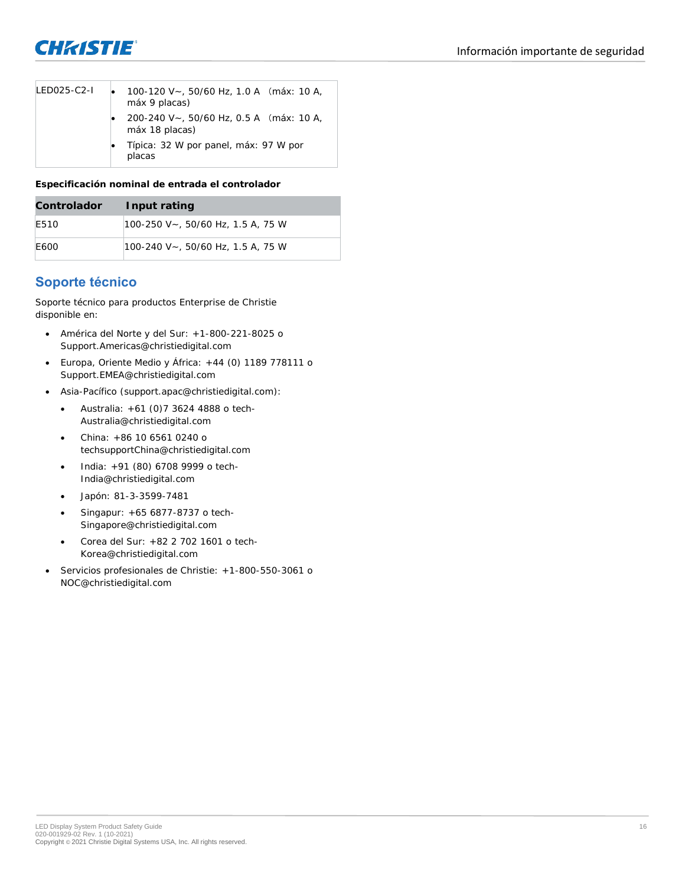| LED025-C2-I | • 100-120 V~, 50/60 Hz, 1.0 A （máx: 10 A, máx 9 placas)<br>• 200-240 V~, 50/60 Hz, 0.5 A （máx: 10 A, máx 18 placas)<br>• Típica: 32 W por panel, máx: 97 W por placas |
|---|---|

**Especificación nominal de entrada el controlador**

| Controlador | Input rating |
|---|---|
| E510 | 100-250 V~, 50/60 Hz, 1.5 A, 75 W |
| E600 | 100-240 V~, 50/60 Hz, 1.5 A, 75 W |

## Soporte técnico

Soporte técnico para productos Enterprise de Christie disponible en:

- América del Norte y del Sur: +1-800-221-8025 o Support.Americas@christiedigital.com
- Europa, Oriente Medio y África: +44 (0) 1189 778111 o Support.EMEA@christiedigital.com
- Asia-Pacífico (support.apac@christiedigital.com):
  - Australia: +61 (0)7 3624 4888 o tech-Australia@christiedigital.com
  - China: +86 10 6561 0240 o techsupportChina@christiedigital.com
  - India: +91 (80) 6708 9999 o tech-India@christiedigital.com
  - Japón: 81-3-3599-7481
  - Singapur: +65 6877-8737 o tech-Singapore@christiedigital.com
  - Corea del Sur: +82 2 702 1601 o tech-Korea@christiedigital.com
- Servicios profesionales de Christie: +1-800-550-3061 o NOC@christiedigital.com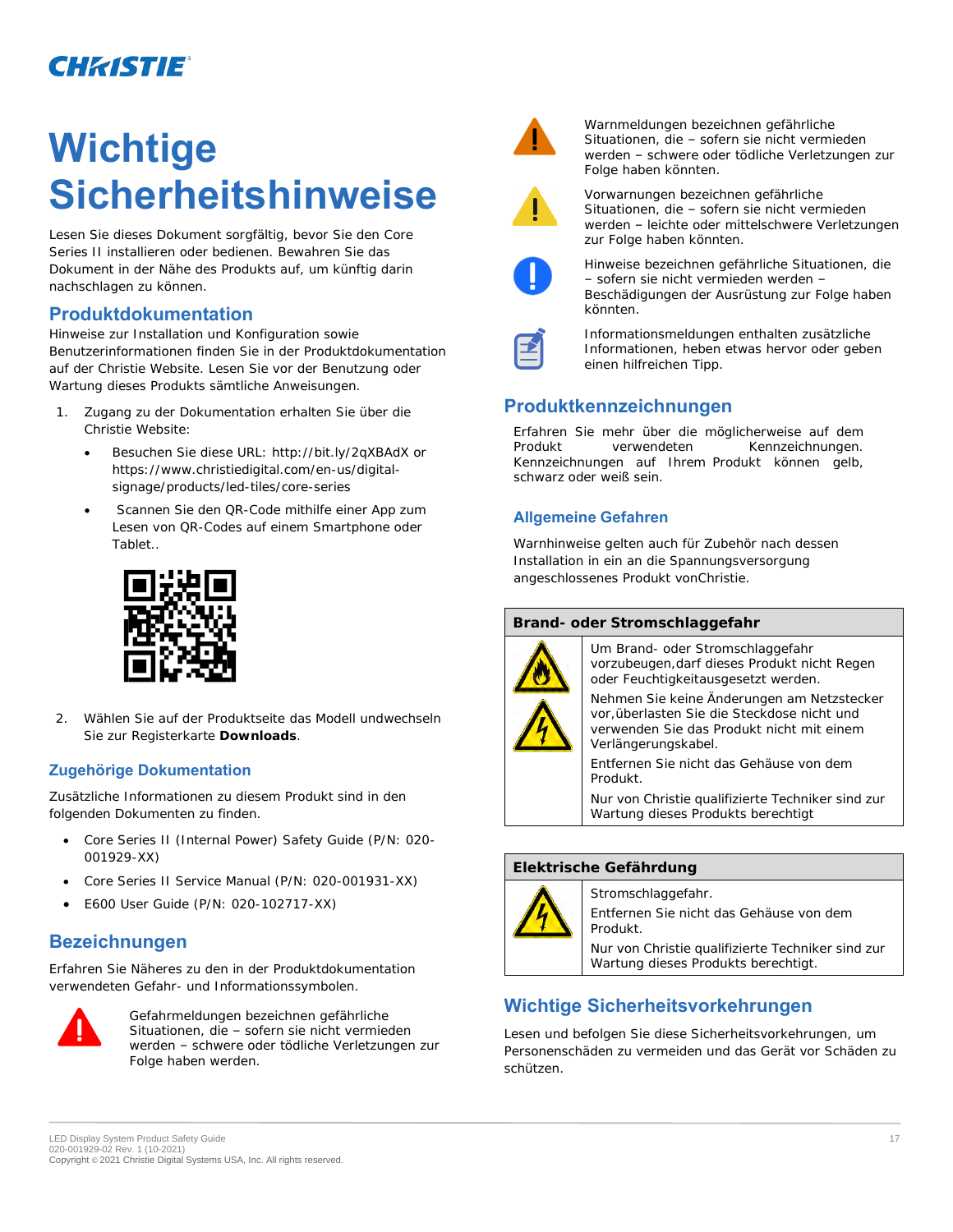# Wichtige Sicherheitshinweise

Lesen Sie dieses Dokument sorgfältig, bevor Sie den Core Series II installieren oder bedienen. Bewahren Sie das Dokument in der Nähe des Produkts auf, um künftig darin nachschlagen zu können.

## Produktdokumentation

Hinweise zur Installation und Konfiguration sowie Benutzerinformationen finden Sie in der Produktdokumentation auf der Christie Website. Lesen Sie vor der Benutzung oder Wartung dieses Produkts sämtliche Anweisungen.

1. Zugang zu der Dokumentation erhalten Sie über die Christie Website:
   - Besuchen Sie diese URL: http://bit.ly/2qXBAdX or https://www.christiedigital.com/en-us/digital-signage/products/led-tiles/core-series
   - Scannen Sie den QR-Code mithilfe einer App zum Lesen von QR-Codes auf einem Smartphone oder Tablet..
2. Wählen Sie auf der Produktseite das Modell undwechseln Sie zur Registerkarte **Downloads**.

### Zugehörige Dokumentation

Zusätzliche Informationen zu diesem Produkt sind in den folgenden Dokumenten zu finden.

- Core Series II (Internal Power) Safety Guide (P/N: 020-001929-XX)
- Core Series II Service Manual (P/N: 020-001931-XX)
- E600 User Guide (P/N: 020-102717-XX)

## Bezeichnungen

Erfahren Sie Näheres zu den in der Produktdokumentation verwendeten Gefahr- und Informationssymbolen.

Gefahrmeldungen bezeichnen gefährliche Situationen, die – sofern sie nicht vermieden werden – schwere oder tödliche Verletzungen zur Folge haben werden.

Warnmeldungen bezeichnen gefährliche Situationen, die – sofern sie nicht vermieden werden – schwere oder tödliche Verletzungen zur Folge haben könnten.

Vorwarnungen bezeichnen gefährliche Situationen, die – sofern sie nicht vermieden werden – leichte oder mittelschwere Verletzungen zur Folge haben könnten.

Hinweise bezeichnen gefährliche Situationen, die – sofern sie nicht vermieden werden – Beschädigungen der Ausrüstung zur Folge haben könnten.

Informationsmeldungen enthalten zusätzliche Informationen, heben etwas hervor oder geben einen hilfreichen Tipp.

## Produktkennzeichnungen

Erfahren Sie mehr über die möglicherweise auf dem Produkt verwendeten Kennzeichnungen. Kennzeichnungen auf Ihrem Produkt können gelb, schwarz oder weiß sein.

### Allgemeine Gefahren

Warnhinweise gelten auch für Zubehör nach dessen Installation in ein an die Spannungsversorgung angeschlossenes Produkt vonChristie.

| **Brand- oder Stromschlaggefahr** |
| --- |
| Um Brand- oder Stromschlaggefahr vorzubeugen,darf dieses Produkt nicht Regen oder Feuchtigkeitausgesetzt werden.<br>Nehmen Sie keine Änderungen am Netzstecker vor,überlasten Sie die Steckdose nicht und verwenden Sie das Produkt nicht mit einem Verlängerungskabel.<br>Entfernen Sie nicht das Gehäuse von dem Produkt.<br>Nur von Christie qualifizierte Techniker sind zur Wartung dieses Produkts berechtigt |

| **Elektrische Gefährdung** |
| --- |
| Stromschlaggefahr.<br>Entfernen Sie nicht das Gehäuse von dem Produkt.<br>Nur von Christie qualifizierte Techniker sind zur Wartung dieses Produkts berechtigt. |

## Wichtige Sicherheitsvorkehrungen

Lesen und befolgen Sie diese Sicherheitsvorkehrungen, um Personenschäden zu vermeiden und das Gerät vor Schäden zu schützen.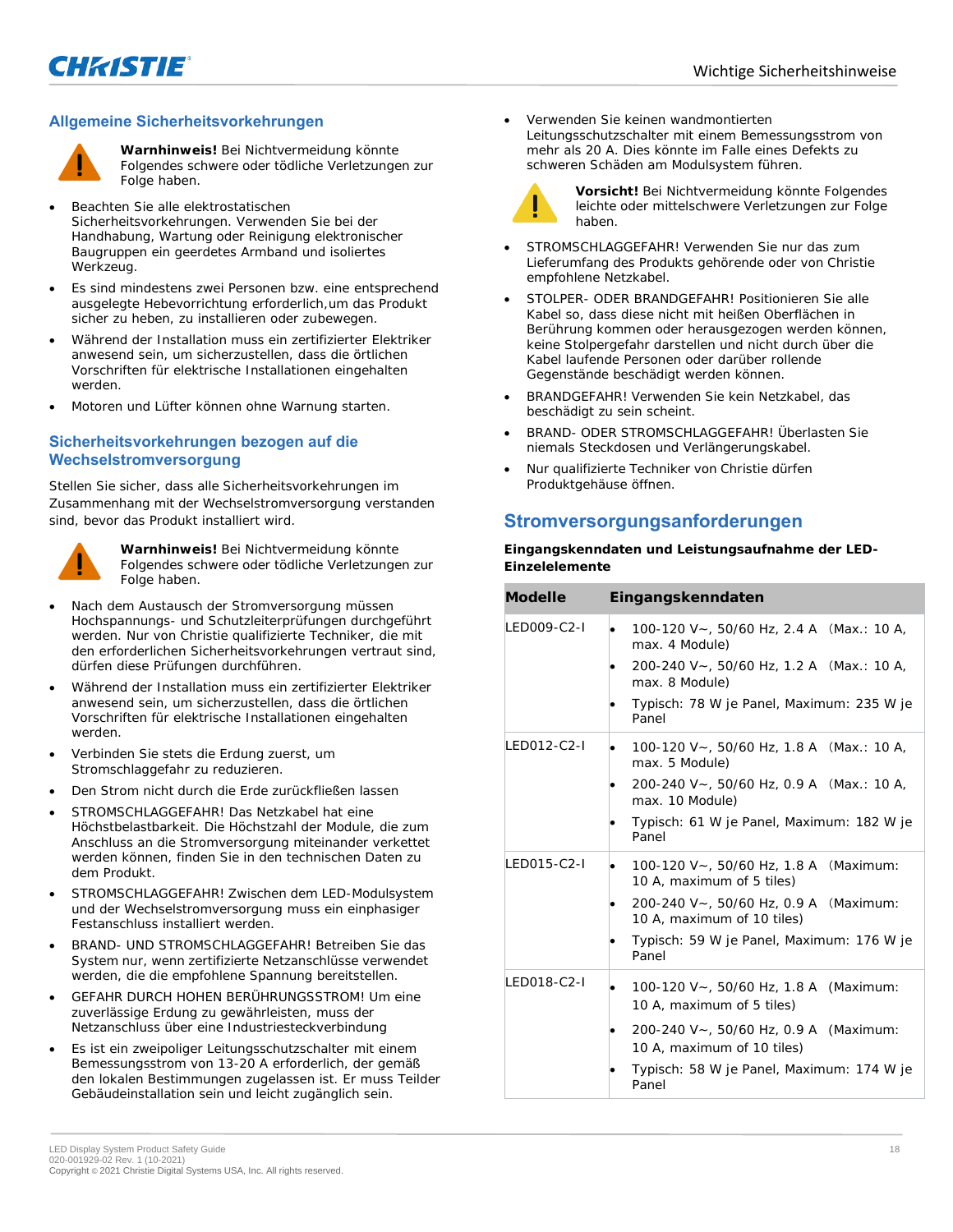## Allgemeine Sicherheitsvorkehrungen

**Warnhinweis!** Bei Nichtvermeidung könnte Folgendes schwere oder tödliche Verletzungen zur Folge haben.

- Beachten Sie alle elektrostatischen Sicherheitsvorkehrungen. Verwenden Sie bei der Handhabung, Wartung oder Reinigung elektronischer Baugruppen ein geerdetes Armband und isoliertes Werkzeug.
- Es sind mindestens zwei Personen bzw. eine entsprechend ausgelegte Hebevorrichtung erforderlich,um das Produkt sicher zu heben, zu installieren oder zubewegen.
- Während der Installation muss ein zertifizierter Elektriker anwesend sein, um sicherzustellen, dass die örtlichen Vorschriften für elektrische Installationen eingehalten werden.
- Motoren und Lüfter können ohne Warnung starten.

## Sicherheitsvorkehrungen bezogen auf die Wechselstromversorgung

Stellen Sie sicher, dass alle Sicherheitsvorkehrungen im Zusammenhang mit der Wechselstromversorgung verstanden sind, bevor das Produkt installiert wird.

**Warnhinweis!** Bei Nichtvermeidung könnte Folgendes schwere oder tödliche Verletzungen zur Folge haben.

- Nach dem Austausch der Stromversorgung müssen Hochspannungs- und Schutzleiterprüfungen durchgeführt werden. Nur von Christie qualifizierte Techniker, die mit den erforderlichen Sicherheitsvorkehrungen vertraut sind, dürfen diese Prüfungen durchführen.
- Während der Installation muss ein zertifizierter Elektriker anwesend sein, um sicherzustellen, dass die örtlichen Vorschriften für elektrische Installationen eingehalten werden.
- Verbinden Sie stets die Erdung zuerst, um Stromschlaggefahr zu reduzieren.
- Den Strom nicht durch die Erde zurückfließen lassen
- STROMSCHLAGGEFAHR! Das Netzkabel hat eine Höchstbelastbarkeit. Die Höchstzahl der Module, die zum Anschluss an die Stromversorgung miteinander verkettet werden können, finden Sie in den technischen Daten zu dem Produkt.
- STROMSCHLAGGEFAHR! Zwischen dem LED-Modulsystem und der Wechselstromversorgung muss ein einphasiger Festanschluss installiert werden.
- BRAND- UND STROMSCHLAGGEFAHR! Betreiben Sie das System nur, wenn zertifizierte Netzanschlüsse verwendet werden, die die empfohlene Spannung bereitstellen.
- GEFAHR DURCH HOHEN BERÜHRUNGSSTROM! Um eine zuverlässige Erdung zu gewährleisten, muss der Netzanschluss über eine Industriesteckverbindung
- Es ist ein zweipoliger Leitungsschutzschalter mit einem Bemessungsstrom von 13-20 A erforderlich, der gemäß den lokalen Bestimmungen zugelassen ist. Er muss Teilder Gebäudeinstallation sein und leicht zugänglich sein.
- Verwenden Sie keinen wandmontierten Leitungsschutzschalter mit einem Bemessungsstrom von mehr als 20 A. Dies könnte im Falle eines Defekts zu schweren Schäden am Modulsystem führen.

**Vorsicht!** Bei Nichtvermeidung könnte Folgendes leichte oder mittelschwere Verletzungen zur Folge haben.

- STROMSCHLAGGEFAHR! Verwenden Sie nur das zum Lieferumfang des Produkts gehörende oder von Christie empfohlene Netzkabel.
- STOLPER- ODER BRANDGEFAHR! Positionieren Sie alle Kabel so, dass diese nicht mit heißen Oberflächen in Berührung kommen oder herausgezogen werden können, keine Stolpergefahr darstellen und nicht durch über die Kabel laufende Personen oder darüber rollende Gegenstände beschädigt werden können.
- BRANDGEFAHR! Verwenden Sie kein Netzkabel, das beschädigt zu sein scheint.
- BRAND- ODER STROMSCHLAGGEFAHR! Überlasten Sie niemals Steckdosen und Verlängerungskabel.
- Nur qualifizierte Techniker von Christie dürfen Produktgehäuse öffnen.

## Stromversorgungsanforderungen

**Eingangskenndaten und Leistungsaufnahme der LED-Einzelelemente**

| Modelle | Eingangskenndaten |
|---|---|
| LED009-C2-I | • 100-120 V~, 50/60 Hz, 2.4 A （Max.: 10 A, max. 4 Module)<br>• 200-240 V~, 50/60 Hz, 1.2 A （Max.: 10 A, max. 8 Module)<br>• Typisch: 78 W je Panel, Maximum: 235 W je Panel |
| LED012-C2-I | • 100-120 V~, 50/60 Hz, 1.8 A （Max.: 10 A, max. 5 Module)<br>• 200-240 V~, 50/60 Hz, 0.9 A （Max.: 10 A, max. 10 Module)<br>• Typisch: 61 W je Panel, Maximum: 182 W je Panel |
| LED015-C2-I | • 100-120 V~, 50/60 Hz, 1.8 A （Maximum: 10 A, maximum of 5 tiles)<br>• 200-240 V~, 50/60 Hz, 0.9 A （Maximum: 10 A, maximum of 10 tiles)<br>• Typisch: 59 W je Panel, Maximum: 176 W je Panel |
| LED018-C2-I | • 100-120 V~, 50/60 Hz, 1.8 A （Maximum: 10 A, maximum of 5 tiles)<br>• 200-240 V~, 50/60 Hz, 0.9 A （Maximum: 10 A, maximum of 10 tiles)<br>• Typisch: 58 W je Panel, Maximum: 174 W je Panel |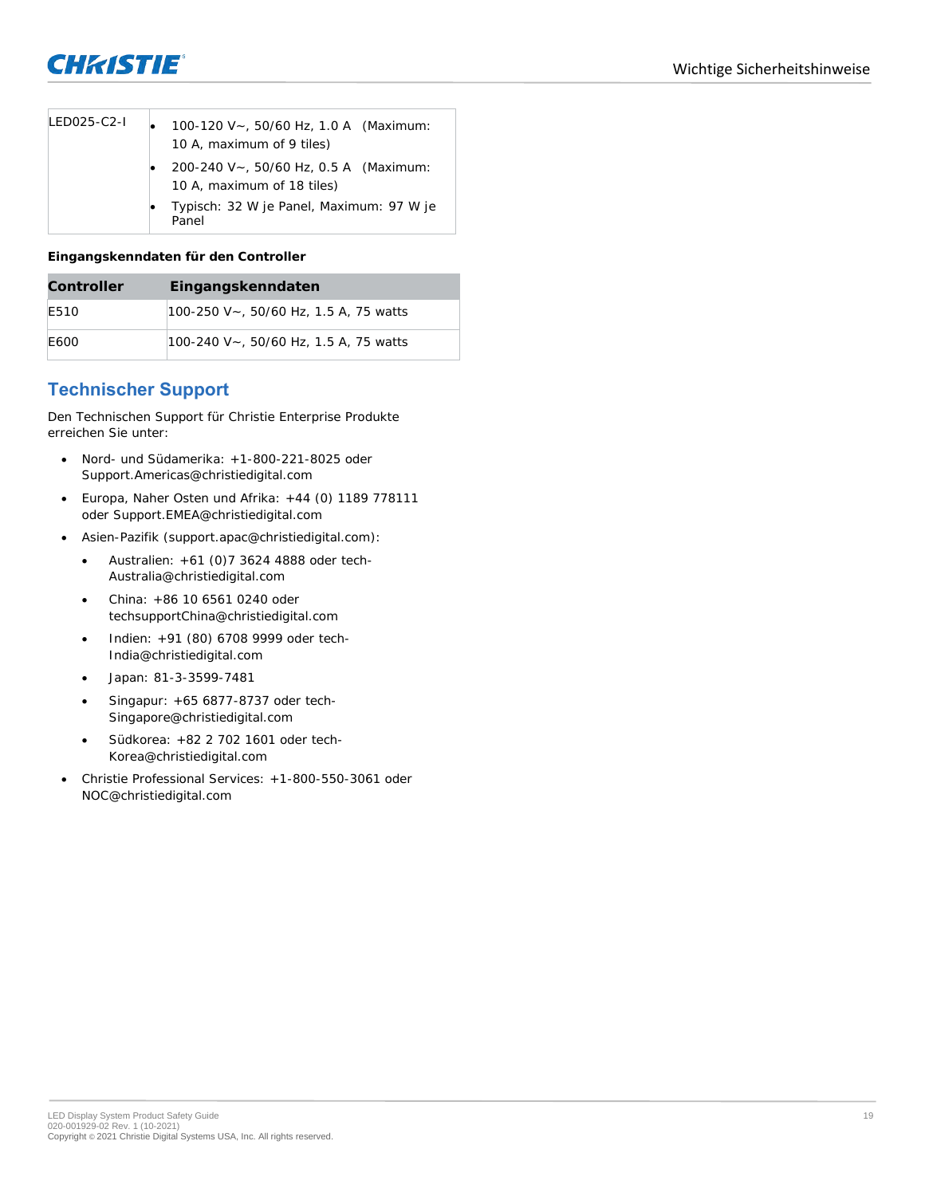| LED025-C2-I | • 100-120 V~, 50/60 Hz, 1.0 A (Maximum: 10 A, maximum of 9 tiles)<br>• 200-240 V~, 50/60 Hz, 0.5 A (Maximum: 10 A, maximum of 18 tiles)<br>• Typisch: 32 W je Panel, Maximum: 97 W je Panel |
|---|---|

**Eingangskenndaten für den Controller**

| Controller | Eingangskenndaten |
|---|---|
| E510 | 100-250 V~, 50/60 Hz, 1.5 A, 75 watts |
| E600 | 100-240 V~, 50/60 Hz, 1.5 A, 75 watts |

## Technischer Support

Den Technischen Support für Christie Enterprise Produkte erreichen Sie unter:

- Nord- und Südamerika: +1-800-221-8025 oder Support.Americas@christiedigital.com
- Europa, Naher Osten und Afrika: +44 (0) 1189 778111 oder Support.EMEA@christiedigital.com
- Asien-Pazifik (support.apac@christiedigital.com):
  - Australien: +61 (0)7 3624 4888 oder tech-Australia@christiedigital.com
  - China: +86 10 6561 0240 oder techsupportChina@christiedigital.com
  - Indien: +91 (80) 6708 9999 oder tech-India@christiedigital.com
  - Japan: 81-3-3599-7481
  - Singapur: +65 6877-8737 oder tech-Singapore@christiedigital.com
  - Südkorea: +82 2 702 1601 oder tech-Korea@christiedigital.com
- Christie Professional Services: +1-800-550-3061 oder NOC@christiedigital.com